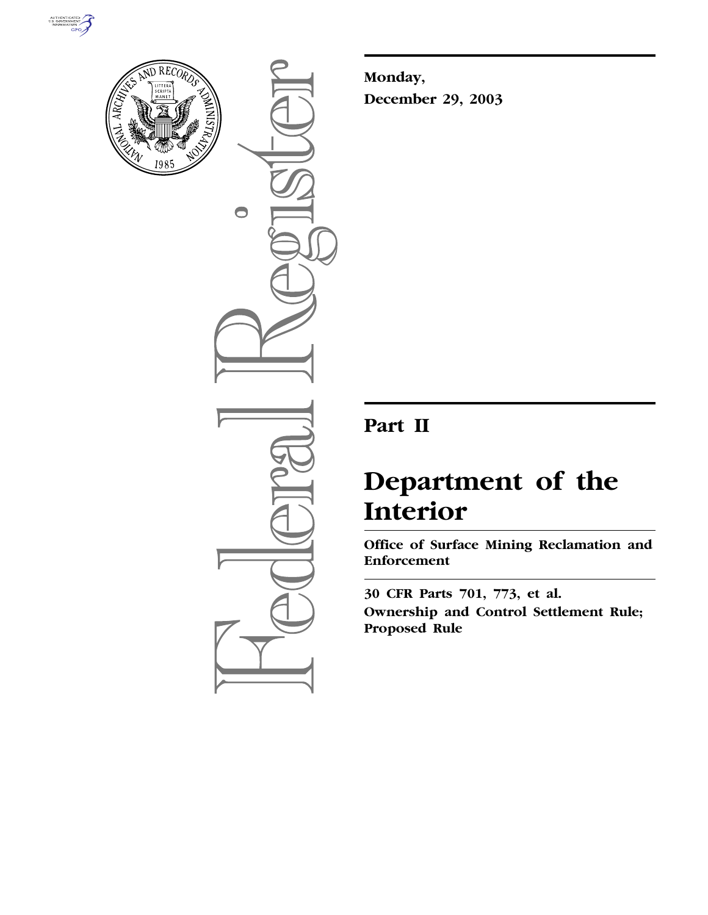Monday,

December 29, 2003

# Part II

# Department of the Interior

## Office of Surface Mining Reclamation and Enforcement

**30 CFR Parts 701, 773, et al.**

**Ownership and Control Settlement Rule; Proposed Rule**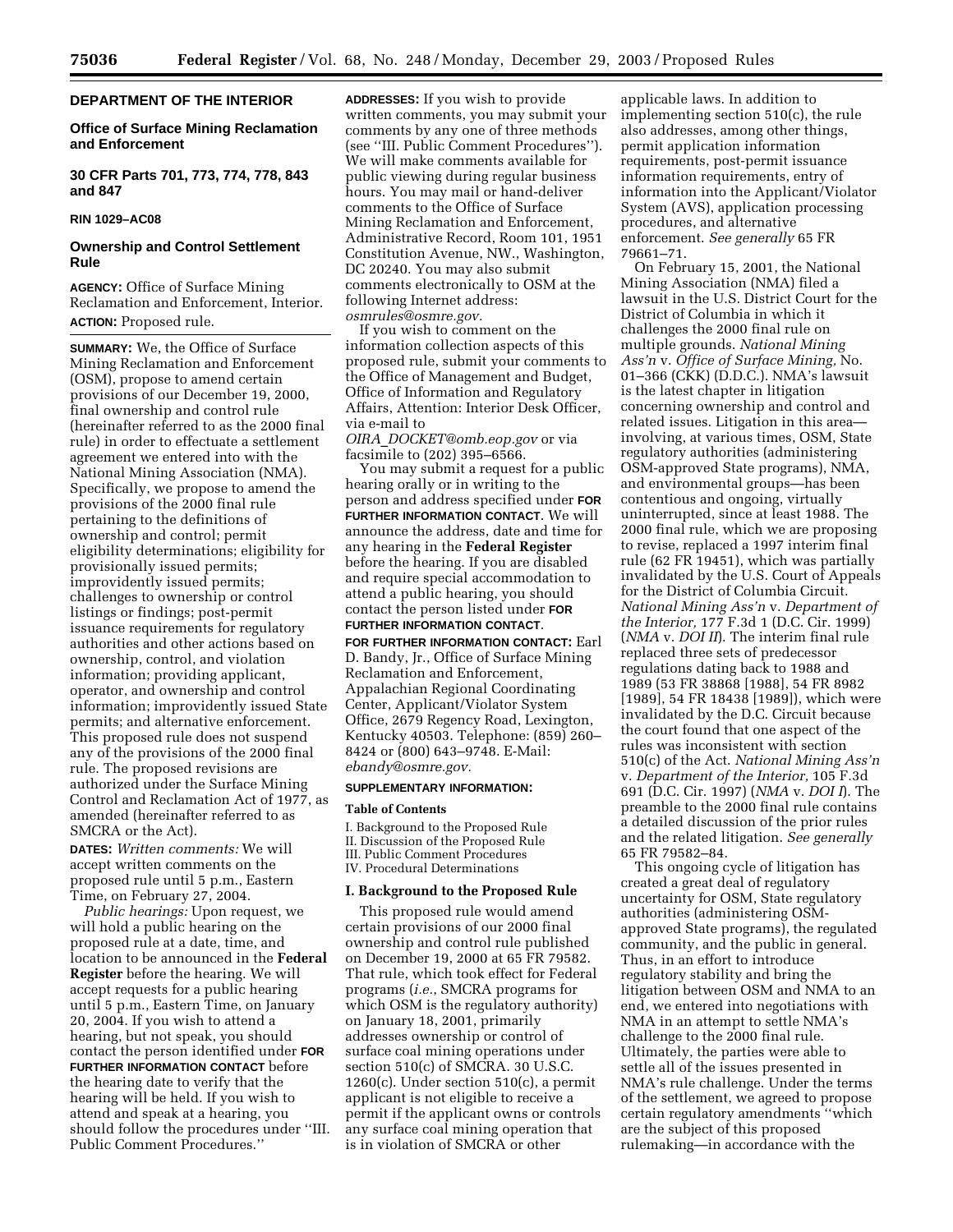**DEPARTMENT OF THE INTERIOR**

**Office of Surface Mining Reclamation and Enforcement**

**30 CFR Parts 701, 773, 774, 778, 843 and 847**

**RIN 1029–AC08**

# Ownership and Control Settlement Rule

**AGENCY:** Office of Surface Mining Reclamation and Enforcement, Interior.

**ACTION:** Proposed rule.

**SUMMARY:** We, the Office of Surface Mining Reclamation and Enforcement (OSM), propose to amend certain provisions of our December 19, 2000, final ownership and control rule (hereinafter referred to as the 2000 final rule) in order to effectuate a settlement agreement we entered into with the National Mining Association (NMA). Specifically, we propose to amend the provisions of the 2000 final rule pertaining to the definitions of ownership and control; permit eligibility determinations; eligibility for provisionally issued permits; improvidently issued permits; challenges to ownership or control listings or findings; post-permit issuance requirements for regulatory authorities and other actions based on ownership, control, and violation information; providing applicant, operator, and ownership and control information; improvidently issued State permits; and alternative enforcement. This proposed rule does not suspend any of the provisions of the 2000 final rule. The proposed revisions are authorized under the Surface Mining Control and Reclamation Act of 1977, as amended (hereinafter referred to as SMCRA or the Act).

**DATES:** *Written comments:* We will accept written comments on the proposed rule until 5 p.m., Eastern Time, on February 27, 2004.

*Public hearings:* Upon request, we will hold a public hearing on the proposed rule at a date, time, and location to be announced in the **Federal Register** before the hearing. We will accept requests for a public hearing until 5 p.m., Eastern Time, on January 20, 2004. If you wish to attend a hearing, but not speak, you should contact the person identified under **FOR FURTHER INFORMATION CONTACT** before the hearing date to verify that the hearing will be held. If you wish to attend and speak at a hearing, you should follow the procedures under ''III. Public Comment Procedures.''

**ADDRESSES:** If you wish to provide written comments, you may submit your comments by any one of three methods (see ''III. Public Comment Procedures''). We will make comments available for public viewing during regular business hours. You may mail or hand-deliver comments to the Office of Surface Mining Reclamation and Enforcement, Administrative Record, Room 101, 1951 Constitution Avenue, NW., Washington, DC 20240. You may also submit comments electronically to OSM at the following Internet address: *osmrules@osmre.gov.*

If you wish to comment on the information collection aspects of this proposed rule, submit your comments to the Office of Management and Budget, Office of Information and Regulatory Affairs, Attention: Interior Desk Officer, via e-mail to *OIRA_DOCKET@omb.eop.gov* or via facsimile to (202) 395–6566.

You may submit a request for a public hearing orally or in writing to the person and address specified under **FOR FURTHER INFORMATION CONTACT**. We will announce the address, date and time for any hearing in the **Federal Register** before the hearing. If you are disabled and require special accommodation to attend a public hearing, you should contact the person listed under **FOR FURTHER INFORMATION CONTACT**.

**FOR FURTHER INFORMATION CONTACT:** Earl D. Bandy, Jr., Office of Surface Mining Reclamation and Enforcement, Appalachian Regional Coordinating Center, Applicant/Violator System Office, 2679 Regency Road, Lexington, Kentucky 40503. Telephone: (859) 260–8424 or (800) 643–9748. E-Mail: *ebandy@osmre.gov.*

**SUPPLEMENTARY INFORMATION:**

**Table of Contents**

I. Background to the Proposed Rule
II. Discussion of the Proposed Rule
III. Public Comment Procedures
IV. Procedural Determinations

## I. Background to the Proposed Rule

This proposed rule would amend certain provisions of our 2000 final ownership and control rule published on December 19, 2000 at 65 FR 79582. That rule, which took effect for Federal programs (*i.e.,* SMCRA programs for which OSM is the regulatory authority) on January 18, 2001, primarily addresses ownership or control of surface coal mining operations under section 510(c) of SMCRA. 30 U.S.C. 1260(c). Under section 510(c), a permit applicant is not eligible to receive a permit if the applicant owns or controls any surface coal mining operation that is in violation of SMCRA or other applicable laws. In addition to implementing section 510(c), the rule also addresses, among other things, permit application information requirements, post-permit issuance information requirements, entry of information into the Applicant/Violator System (AVS), application processing procedures, and alternative enforcement. *See generally* 65 FR 79661–71.

On February 15, 2001, the National Mining Association (NMA) filed a lawsuit in the U.S. District Court for the District of Columbia in which it challenges the 2000 final rule on multiple grounds. *National Mining Ass'n* v. *Office of Surface Mining,* No. 01–366 (CKK) (D.D.C.). NMA's lawsuit is the latest chapter in litigation concerning ownership and control and related issues. Litigation in this area—involving, at various times, OSM, State regulatory authorities (administering OSM-approved State programs), NMA, and environmental groups—has been contentious and ongoing, virtually uninterrupted, since at least 1988. The 2000 final rule, which we are proposing to revise, replaced a 1997 interim final rule (62 FR 19451), which was partially invalidated by the U.S. Court of Appeals for the District of Columbia Circuit. *National Mining Ass'n* v. *Department of the Interior,* 177 F.3d 1 (D.C. Cir. 1999) (*NMA* v. *DOI II*). The interim final rule replaced three sets of predecessor regulations dating back to 1988 and 1989 (53 FR 38868 [1988], 54 FR 8982 [1989], 54 FR 18438 [1989]), which were invalidated by the D.C. Circuit because the court found that one aspect of the rules was inconsistent with section 510(c) of the Act. *National Mining Ass'n* v. *Department of the Interior,* 105 F.3d 691 (D.C. Cir. 1997) (*NMA* v. *DOI I*). The preamble to the 2000 final rule contains a detailed discussion of the prior rules and the related litigation. *See generally* 65 FR 79582–84.

This ongoing cycle of litigation has created a great deal of regulatory uncertainty for OSM, State regulatory authorities (administering OSM-approved State programs), the regulated community, and the public in general. Thus, in an effort to introduce regulatory stability and bring the litigation between OSM and NMA to an end, we entered into negotiations with NMA in an attempt to settle NMA's challenge to the 2000 final rule. Ultimately, the parties were able to settle all of the issues presented in NMA's rule challenge. Under the terms of the settlement, we agreed to propose certain regulatory amendments ''which are the subject of this proposed rulemaking—in accordance with the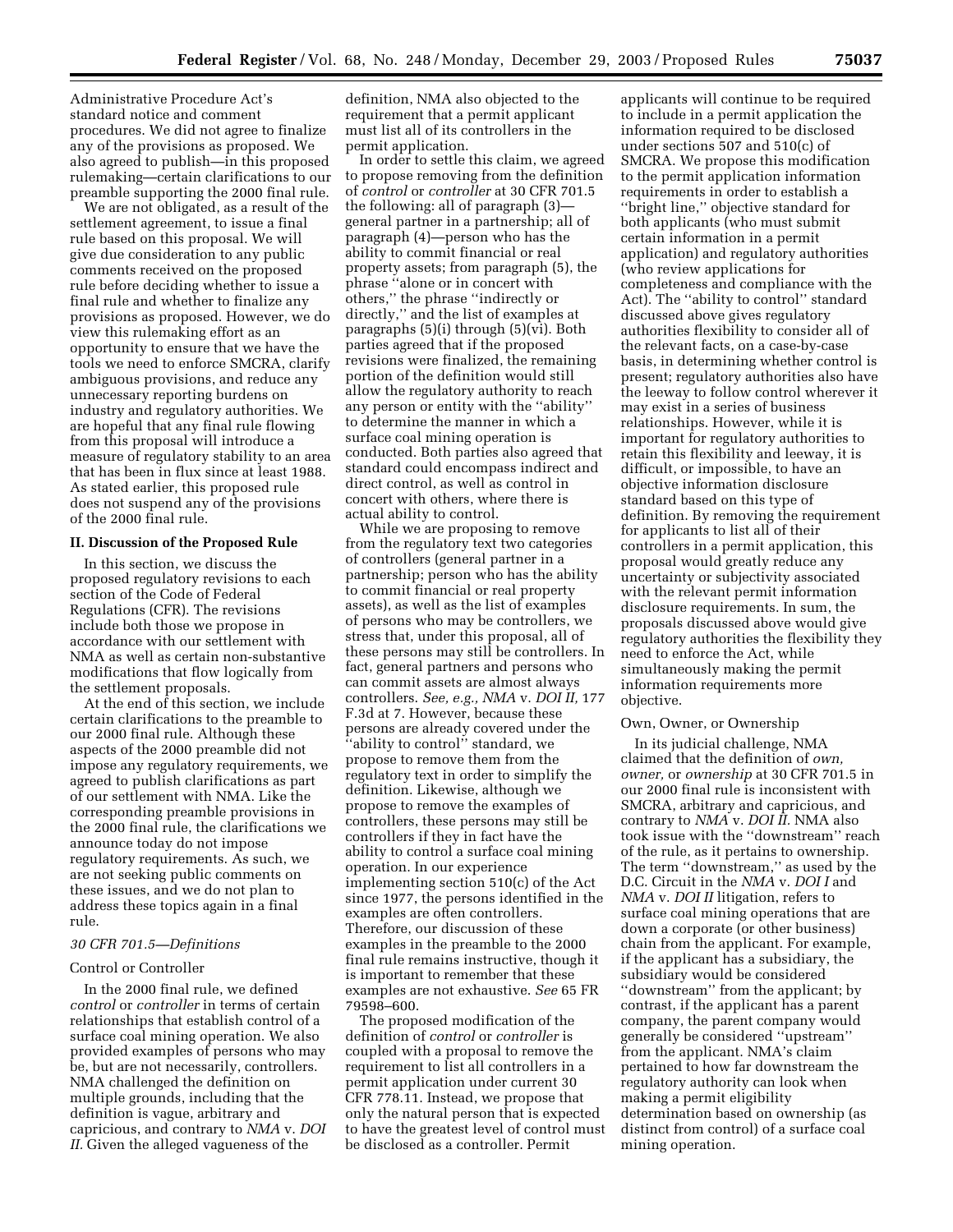Administrative Procedure Act's standard notice and comment procedures. We did not agree to finalize any of the provisions as proposed. We also agreed to publish—in this proposed rulemaking—certain clarifications to our preamble supporting the 2000 final rule.

We are not obligated, as a result of the settlement agreement, to issue a final rule based on this proposal. We will give due consideration to any public comments received on the proposed rule before deciding whether to issue a final rule and whether to finalize any provisions as proposed. However, we do view this rulemaking effort as an opportunity to ensure that we have the tools we need to enforce SMCRA, clarify ambiguous provisions, and reduce any unnecessary reporting burdens on industry and regulatory authorities. We are hopeful that any final rule flowing from this proposal will introduce a measure of regulatory stability to an area that has been in flux since at least 1988. As stated earlier, this proposed rule does not suspend any of the provisions of the 2000 final rule.

## II. Discussion of the Proposed Rule

In this section, we discuss the proposed regulatory revisions to each section of the Code of Federal Regulations (CFR). The revisions include both those we propose in accordance with our settlement with NMA as well as certain non-substantive modifications that flow logically from the settlement proposals.

At the end of this section, we include certain clarifications to the preamble to our 2000 final rule. Although these aspects of the 2000 preamble did not impose any regulatory requirements, we agreed to publish clarifications as part of our settlement with NMA. Like the corresponding preamble provisions in the 2000 final rule, the clarifications we announce today do not impose regulatory requirements. As such, we are not seeking public comments on these issues, and we do not plan to address these topics again in a final rule.

### *30 CFR 701.5—Definitions*

#### Control or Controller

In the 2000 final rule, we defined *control* or *controller* in terms of certain relationships that establish control of a surface coal mining operation. We also provided examples of persons who may be, but are not necessarily, controllers. NMA challenged the definition on multiple grounds, including that the definition is vague, arbitrary and capricious, and contrary to *NMA* v. *DOI II.* Given the alleged vagueness of the definition, NMA also objected to the requirement that a permit applicant must list all of its controllers in the permit application.

In order to settle this claim, we agreed to propose removing from the definition of *control* or *controller* at 30 CFR 701.5 the following: all of paragraph (3)—general partner in a partnership; all of paragraph (4)—person who has the ability to commit financial or real property assets; from paragraph (5), the phrase "alone or in concert with others," the phrase "indirectly or directly," and the list of examples at paragraphs (5)(i) through (5)(vi). Both parties agreed that if the proposed revisions were finalized, the remaining portion of the definition would still allow the regulatory authority to reach any person or entity with the "ability" to determine the manner in which a surface coal mining operation is conducted. Both parties also agreed that standard could encompass indirect and direct control, as well as control in concert with others, where there is actual ability to control.

While we are proposing to remove from the regulatory text two categories of controllers (general partner in a partnership; person who has the ability to commit financial or real property assets), as well as the list of examples of persons who may be controllers, we stress that, under this proposal, all of these persons may still be controllers. In fact, general partners and persons who can commit assets are almost always controllers. *See, e.g., NMA* v. *DOI II,* 177 F.3d at 7. However, because these persons are already covered under the "ability to control" standard, we propose to remove them from the regulatory text in order to simplify the definition. Likewise, although we propose to remove the examples of controllers, these persons may still be controllers if they in fact have the ability to control a surface coal mining operation. In our experience implementing section 510(c) of the Act since 1977, the persons identified in the examples are often controllers. Therefore, our discussion of these examples in the preamble to the 2000 final rule remains instructive, though it is important to remember that these examples are not exhaustive. *See* 65 FR 79598–600.

The proposed modification of the definition of *control* or *controller* is coupled with a proposal to remove the requirement to list all controllers in a permit application under current 30 CFR 778.11. Instead, we propose that only the natural person that is expected to have the greatest level of control must be disclosed as a controller. Permit applicants will continue to be required to include in a permit application the information required to be disclosed under sections 507 and 510(c) of SMCRA. We propose this modification to the permit application information requirements in order to establish a "bright line," objective standard for both applicants (who must submit certain information in a permit application) and regulatory authorities (who review applications for completeness and compliance with the Act). The "ability to control" standard discussed above gives regulatory authorities flexibility to consider all of the relevant facts, on a case-by-case basis, in determining whether control is present; regulatory authorities also have the leeway to follow control wherever it may exist in a series of business relationships. However, while it is important for regulatory authorities to retain this flexibility and leeway, it is difficult, or impossible, to have an objective information disclosure standard based on this type of definition. By removing the requirement for applicants to list all of their controllers in a permit application, this proposal would greatly reduce any uncertainty or subjectivity associated with the relevant permit information disclosure requirements. In sum, the proposals discussed above would give regulatory authorities the flexibility they need to enforce the Act, while simultaneously making the permit information requirements more objective.

#### Own, Owner, or Ownership

In its judicial challenge, NMA claimed that the definition of *own, owner,* or *ownership* at 30 CFR 701.5 in our 2000 final rule is inconsistent with SMCRA, arbitrary and capricious, and contrary to *NMA* v. *DOI II.* NMA also took issue with the "downstream" reach of the rule, as it pertains to ownership. The term "downstream," as used by the D.C. Circuit in the *NMA* v. *DOI I* and *NMA* v. *DOI II* litigation, refers to surface coal mining operations that are down a corporate (or other business) chain from the applicant. For example, if the applicant has a subsidiary, the subsidiary would be considered "downstream" from the applicant; by contrast, if the applicant has a parent company, the parent company would generally be considered "upstream" from the applicant. NMA's claim pertained to how far downstream the regulatory authority can look when making a permit eligibility determination based on ownership (as distinct from control) of a surface coal mining operation.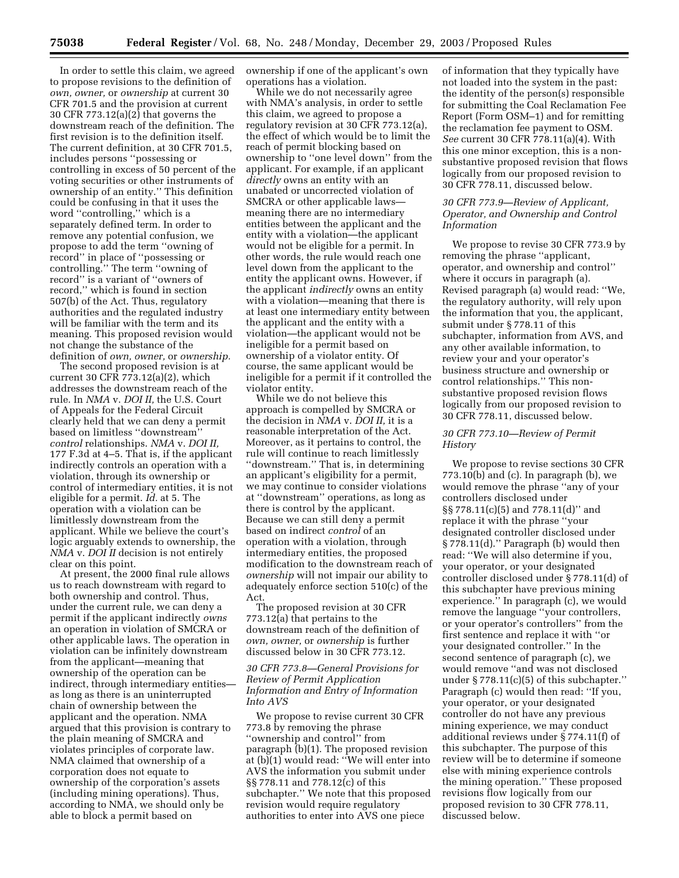In order to settle this claim, we agreed to propose revisions to the definition of *own, owner,* or *ownership* at current 30 CFR 701.5 and the provision at current 30 CFR 773.12(a)(2) that governs the downstream reach of the definition. The first revision is to the definition itself. The current definition, at 30 CFR 701.5, includes persons "possessing or controlling in excess of 50 percent of the voting securities or other instruments of ownership of an entity." This definition could be confusing in that it uses the word "controlling," which is a separately defined term. In order to remove any potential confusion, we propose to add the term "owning of record" in place of "possessing or controlling." The term "owning of record" is a variant of "owners of record," which is found in section 507(b) of the Act. Thus, regulatory authorities and the regulated industry will be familiar with the term and its meaning. This proposed revision would not change the substance of the definition of *own, owner,* or *ownership.*

The second proposed revision is at current 30 CFR 773.12(a)(2), which addresses the downstream reach of the rule. In *NMA* v. *DOI II,* the U.S. Court of Appeals for the Federal Circuit clearly held that we can deny a permit based on limitless "downstream" *control* relationships. *NMA* v. *DOI II,* 177 F.3d at 4–5. That is, if the applicant indirectly controls an operation with a violation, through its ownership or control of intermediary entities, it is not eligible for a permit. *Id.* at 5. The operation with a violation can be limitlessly downstream from the applicant. While we believe the court's logic arguably extends to ownership, the *NMA* v. *DOI II* decision is not entirely clear on this point.

At present, the 2000 final rule allows us to reach downstream with regard to both ownership and control. Thus, under the current rule, we can deny a permit if the applicant indirectly *owns* an operation in violation of SMCRA or other applicable laws. The operation in violation can be infinitely downstream from the applicant—meaning that ownership of the operation can be indirect, through intermediary entities—as long as there is an uninterrupted chain of ownership between the applicant and the operation. NMA argued that this provision is contrary to the plain meaning of SMCRA and violates principles of corporate law. NMA claimed that ownership of a corporation does not equate to ownership of the corporation's assets (including mining operations). Thus, according to NMA, we should only be able to block a permit based on ownership if one of the applicant's own operations has a violation.

While we do not necessarily agree with NMA's analysis, in order to settle this claim, we agreed to propose a regulatory revision at 30 CFR 773.12(a), the effect of which would be to limit the reach of permit blocking based on ownership to "one level down" from the applicant. For example, if an applicant *directly* owns an entity with an unabated or uncorrected violation of SMCRA or other applicable laws—meaning there are no intermediary entities between the applicant and the entity with a violation—the applicant would not be eligible for a permit. In other words, the rule would reach one level down from the applicant to the entity the applicant owns. However, if the applicant *indirectly* owns an entity with a violation—meaning that there is at least one intermediary entity between the applicant and the entity with a violation—the applicant would not be ineligible for a permit based on ownership of a violator entity. Of course, the same applicant would be ineligible for a permit if it controlled the violator entity.

While we do not believe this approach is compelled by SMCRA or the decision in *NMA* v. *DOI II,* it is a reasonable interpretation of the Act. Moreover, as it pertains to control, the rule will continue to reach limitlessly "downstream." That is, in determining an applicant's eligibility for a permit, we may continue to consider violations at "downstream" operations, as long as there is control by the applicant. Because we can still deny a permit based on indirect *control* of an operation with a violation, through intermediary entities, the proposed modification to the downstream reach of *ownership* will not impair our ability to adequately enforce section 510(c) of the Act.

The proposed revision at 30 CFR 773.12(a) that pertains to the downstream reach of the definition of *own, owner,* or *ownership* is further discussed below in 30 CFR 773.12.

### *30 CFR 773.8—General Provisions for Review of Permit Application Information and Entry of Information Into AVS*

We propose to revise current 30 CFR 773.8 by removing the phrase "ownership and control" from paragraph (b)(1). The proposed revision at (b)(1) would read: "We will enter into AVS the information you submit under §§ 778.11 and 778.12(c) of this subchapter." We note that this proposed revision would require regulatory authorities to enter into AVS one piece of information that they typically have not loaded into the system in the past: the identity of the person(s) responsible for submitting the Coal Reclamation Fee Report (Form OSM–1) and for remitting the reclamation fee payment to OSM. *See* current 30 CFR 778.11(a)(4). With this one minor exception, this is a non-substantive proposed revision that flows logically from our proposed revision to 30 CFR 778.11, discussed below.

### *30 CFR 773.9—Review of Applicant, Operator, and Ownership and Control Information*

We propose to revise 30 CFR 773.9 by removing the phrase "applicant, operator, and ownership and control" where it occurs in paragraph (a). Revised paragraph (a) would read: "We, the regulatory authority, will rely upon the information that you, the applicant, submit under § 778.11 of this subchapter, information from AVS, and any other available information, to review your and your operator's business structure and ownership or control relationships." This non-substantive proposed revision flows logically from our proposed revision to 30 CFR 778.11, discussed below.

### *30 CFR 773.10—Review of Permit History*

We propose to revise sections 30 CFR 773.10(b) and (c). In paragraph (b), we would remove the phrase "any of your controllers disclosed under §§ 778.11(c)(5) and 778.11(d)" and replace it with the phrase "your designated controller disclosed under § 778.11(d)." Paragraph (b) would then read: "We will also determine if you, your operator, or your designated controller disclosed under § 778.11(d) of this subchapter have previous mining experience." In paragraph (c), we would remove the language "your controllers, or your operator's controllers" from the first sentence and replace it with "or your designated controller." In the second sentence of paragraph (c), we would remove "and was not disclosed under § 778.11(c)(5) of this subchapter." Paragraph (c) would then read: "If you, your operator, or your designated controller do not have any previous mining experience, we may conduct additional reviews under § 774.11(f) of this subchapter. The purpose of this review will be to determine if someone else with mining experience controls the mining operation." These proposed revisions flow logically from our proposed revision to 30 CFR 778.11, discussed below.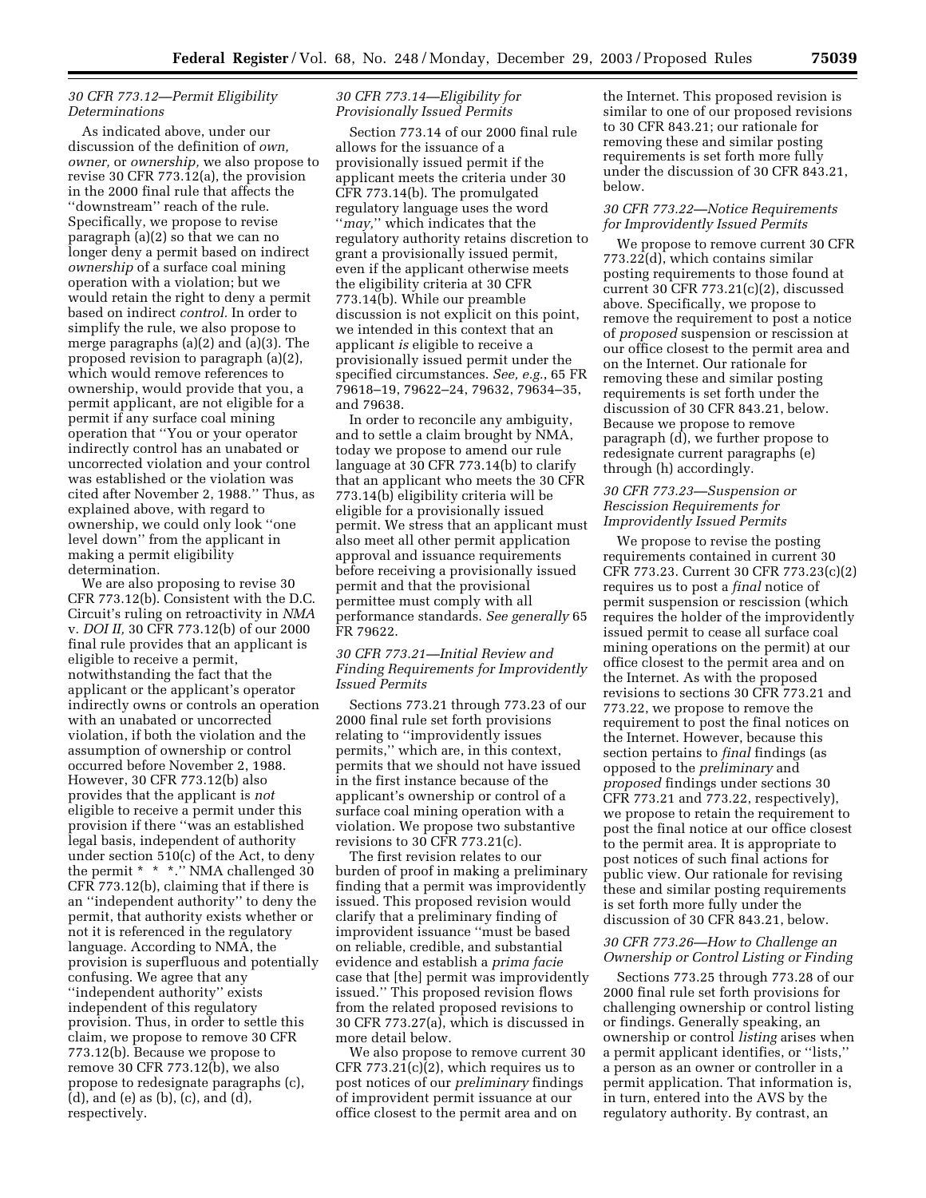### *30 CFR 773.12—Permit Eligibility Determinations*

As indicated above, under our discussion of the definition of *own, owner,* or *ownership,* we also propose to revise 30 CFR 773.12(a), the provision in the 2000 final rule that affects the "downstream" reach of the rule. Specifically, we propose to revise paragraph (a)(2) so that we can no longer deny a permit based on indirect *ownership* of a surface coal mining operation with a violation; but we would retain the right to deny a permit based on indirect *control.* In order to simplify the rule, we also propose to merge paragraphs (a)(2) and (a)(3). The proposed revision to paragraph (a)(2), which would remove references to ownership, would provide that you, a permit applicant, are not eligible for a permit if any surface coal mining operation that "You or your operator indirectly control has an unabated or uncorrected violation and your control was established or the violation was cited after November 2, 1988." Thus, as explained above, with regard to ownership, we could only look "one level down" from the applicant in making a permit eligibility determination.

We are also proposing to revise 30 CFR 773.12(b). Consistent with the D.C. Circuit's ruling on retroactivity in *NMA* v. *DOI II,* 30 CFR 773.12(b) of our 2000 final rule provides that an applicant is eligible to receive a permit, notwithstanding the fact that the applicant or the applicant's operator indirectly owns or controls an operation with an unabated or uncorrected violation, if both the violation and the assumption of ownership or control occurred before November 2, 1988. However, 30 CFR 773.12(b) also provides that the applicant is *not* eligible to receive a permit under this provision if there "was an established legal basis, independent of authority under section 510(c) of the Act, to deny the permit * * *." NMA challenged 30 CFR 773.12(b), claiming that if there is an "independent authority" to deny the permit, that authority exists whether or not it is referenced in the regulatory language. According to NMA, the provision is superfluous and potentially confusing. We agree that any "independent authority" exists independent of this regulatory provision. Thus, in order to settle this claim, we propose to remove 30 CFR 773.12(b). Because we propose to remove 30 CFR 773.12(b), we also propose to redesignate paragraphs (c), (d), and (e) as (b), (c), and (d), respectively.

### *30 CFR 773.14—Eligibility for Provisionally Issued Permits*

Section 773.14 of our 2000 final rule allows for the issuance of a provisionally issued permit if the applicant meets the criteria under 30 CFR 773.14(b). The promulgated regulatory language uses the word "*may,*" which indicates that the regulatory authority retains discretion to grant a provisionally issued permit, even if the applicant otherwise meets the eligibility criteria at 30 CFR 773.14(b). While our preamble discussion is not explicit on this point, we intended in this context that an applicant *is* eligible to receive a provisionally issued permit under the specified circumstances. *See, e.g.*, 65 FR 79618–19, 79622–24, 79632, 79634–35, and 79638.

In order to reconcile any ambiguity, and to settle a claim brought by NMA, today we propose to amend our rule language at 30 CFR 773.14(b) to clarify that an applicant who meets the 30 CFR 773.14(b) eligibility criteria will be eligible for a provisionally issued permit. We stress that an applicant must also meet all other permit application approval and issuance requirements before receiving a provisionally issued permit and that the provisional permittee must comply with all performance standards. *See generally* 65 FR 79622.

### *30 CFR 773.21—Initial Review and Finding Requirements for Improvidently Issued Permits*

Sections 773.21 through 773.23 of our 2000 final rule set forth provisions relating to "improvidently issues permits," which are, in this context, permits that we should not have issued in the first instance because of the applicant's ownership or control of a surface coal mining operation with a violation. We propose two substantive revisions to 30 CFR 773.21(c).

The first revision relates to our burden of proof in making a preliminary finding that a permit was improvidently issued. This proposed revision would clarify that a preliminary finding of improvident issuance "must be based on reliable, credible, and substantial evidence and establish a *prima facie* case that [the] permit was improvidently issued." This proposed revision flows from the related proposed revisions to 30 CFR 773.27(a), which is discussed in more detail below.

We also propose to remove current 30 CFR 773.21(c)(2), which requires us to post notices of our *preliminary* findings of improvident permit issuance at our office closest to the permit area and on the Internet. This proposed revision is similar to one of our proposed revisions to 30 CFR 843.21; our rationale for removing these and similar posting requirements is set forth more fully under the discussion of 30 CFR 843.21, below.

### *30 CFR 773.22—Notice Requirements for Improvidently Issued Permits*

We propose to remove current 30 CFR 773.22(d), which contains similar posting requirements to those found at current 30 CFR 773.21(c)(2), discussed above. Specifically, we propose to remove the requirement to post a notice of *proposed* suspension or rescission at our office closest to the permit area and on the Internet. Our rationale for removing these and similar posting requirements is set forth under the discussion of 30 CFR 843.21, below. Because we propose to remove paragraph (d), we further propose to redesignate current paragraphs (e) through (h) accordingly.

### *30 CFR 773.23—Suspension or Rescission Requirements for Improvidently Issued Permits*

We propose to revise the posting requirements contained in current 30 CFR 773.23. Current 30 CFR 773.23(c)(2) requires us to post a *final* notice of permit suspension or rescission (which requires the holder of the improvidently issued permit to cease all surface coal mining operations on the permit) at our office closest to the permit area and on the Internet. As with the proposed revisions to sections 30 CFR 773.21 and 773.22, we propose to remove the requirement to post the final notices on the Internet. However, because this section pertains to *final* findings (as opposed to the *preliminary* and *proposed* findings under sections 30 CFR 773.21 and 773.22, respectively), we propose to retain the requirement to post the final notice at our office closest to the permit area. It is appropriate to post notices of such final actions for public view. Our rationale for revising these and similar posting requirements is set forth more fully under the discussion of 30 CFR 843.21, below.

### *30 CFR 773.26—How to Challenge an Ownership or Control Listing or Finding*

Sections 773.25 through 773.28 of our 2000 final rule set forth provisions for challenging ownership or control listing or findings. Generally speaking, an ownership or control *listing* arises when a permit applicant identifies, or "lists," a person as an owner or controller in a permit application. That information is, in turn, entered into the AVS by the regulatory authority. By contrast, an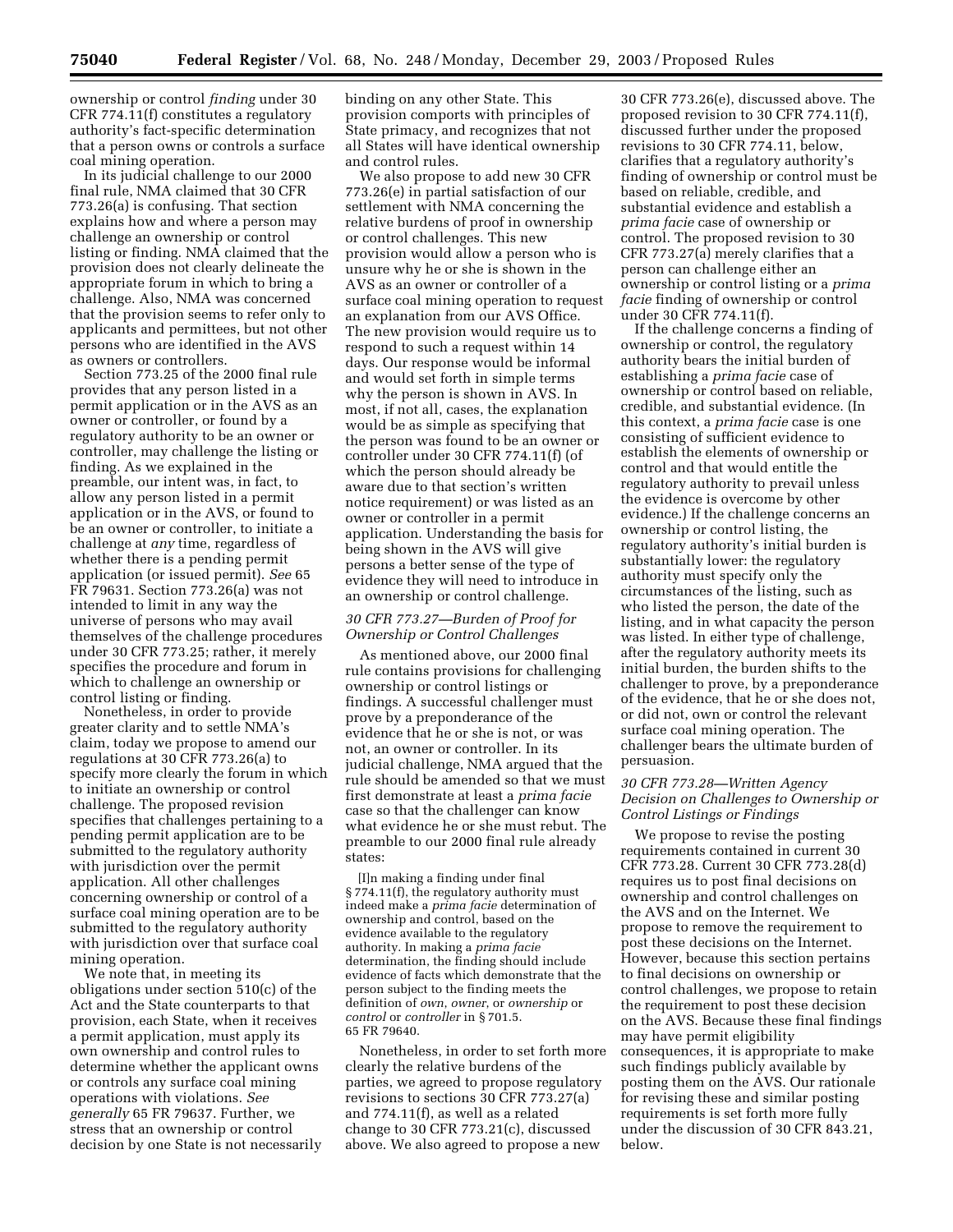ownership or control *finding* under 30 CFR 774.11(f) constitutes a regulatory authority's fact-specific determination that a person owns or controls a surface coal mining operation.

In its judicial challenge to our 2000 final rule, NMA claimed that 30 CFR 773.26(a) is confusing. That section explains how and where a person may challenge an ownership or control listing or finding. NMA claimed that the provision does not clearly delineate the appropriate forum in which to bring a challenge. Also, NMA was concerned that the provision seems to refer only to applicants and permittees, but not other persons who are identified in the AVS as owners or controllers.

Section 773.25 of the 2000 final rule provides that any person listed in a permit application or in the AVS as an owner or controller, or found by a regulatory authority to be an owner or controller, may challenge the listing or finding. As we explained in the preamble, our intent was, in fact, to allow any person listed in a permit application or in the AVS, or found to be an owner or controller, to initiate a challenge at *any* time, regardless of whether there is a pending permit application (or issued permit). *See* 65 FR 79631. Section 773.26(a) was not intended to limit in any way the universe of persons who may avail themselves of the challenge procedures under 30 CFR 773.25; rather, it merely specifies the procedure and forum in which to challenge an ownership or control listing or finding.

Nonetheless, in order to provide greater clarity and to settle NMA's claim, today we propose to amend our regulations at 30 CFR 773.26(a) to specify more clearly the forum in which to initiate an ownership or control challenge. The proposed revision specifies that challenges pertaining to a pending permit application are to be submitted to the regulatory authority with jurisdiction over the permit application. All other challenges concerning ownership or control of a surface coal mining operation are to be submitted to the regulatory authority with jurisdiction over that surface coal mining operation.

We note that, in meeting its obligations under section 510(c) of the Act and the State counterparts to that provision, each State, when it receives a permit application, must apply its own ownership and control rules to determine whether the applicant owns or controls any surface coal mining operations with violations. *See generally* 65 FR 79637. Further, we stress that an ownership or control decision by one State is not necessarily binding on any other State. This provision comports with principles of State primacy, and recognizes that not all States will have identical ownership and control rules.

We also propose to add new 30 CFR 773.26(e) in partial satisfaction of our settlement with NMA concerning the relative burdens of proof in ownership or control challenges. This new provision would allow a person who is unsure why he or she is shown in the AVS as an owner or controller of a surface coal mining operation to request an explanation from our AVS Office. The new provision would require us to respond to such a request within 14 days. Our response would be informal and would set forth in simple terms why the person is shown in AVS. In most, if not all, cases, the explanation would be as simple as specifying that the person was found to be an owner or controller under 30 CFR 774.11(f) (of which the person should already be aware due to that section's written notice requirement) or was listed as an owner or controller in a permit application. Understanding the basis for being shown in the AVS will give persons a better sense of the type of evidence they will need to introduce in an ownership or control challenge.

### *30 CFR 773.27—Burden of Proof for Ownership or Control Challenges*

As mentioned above, our 2000 final rule contains provisions for challenging ownership or control listings or findings. A successful challenger must prove by a preponderance of the evidence that he or she is not, or was not, an owner or controller. In its judicial challenge, NMA argued that the rule should be amended so that we must first demonstrate at least a *prima facie* case so that the challenger can know what evidence he or she must rebut. The preamble to our 2000 final rule already states:

> [I]n making a finding under final § 774.11(f), the regulatory authority must indeed make a *prima facie* determination of ownership and control, based on the evidence available to the regulatory authority. In making a *prima facie* determination, the finding should include evidence of facts which demonstrate that the person subject to the finding meets the definition of *own, owner,* or *ownership* or *control* or *controller* in § 701.5. 65 FR 79640.

Nonetheless, in order to set forth more clearly the relative burdens of the parties, we agreed to propose regulatory revisions to sections 30 CFR 773.27(a) and 774.11(f), as well as a related change to 30 CFR 773.21(c), discussed above. We also agreed to propose a new 30 CFR 773.26(e), discussed above. The proposed revision to 30 CFR 774.11(f), discussed further under the proposed revisions to 30 CFR 774.11, below, clarifies that a regulatory authority's finding of ownership or control must be based on reliable, credible, and substantial evidence and establish a *prima facie* case of ownership or control. The proposed revision to 30 CFR 773.27(a) merely clarifies that a person can challenge either an ownership or control listing or a *prima facie* finding of ownership or control under 30 CFR 774.11(f).

If the challenge concerns a finding of ownership or control, the regulatory authority bears the initial burden of establishing a *prima facie* case of ownership or control based on reliable, credible, and substantial evidence. (In this context, a *prima facie* case is one consisting of sufficient evidence to establish the elements of ownership or control and that would entitle the regulatory authority to prevail unless the evidence is overcome by other evidence.) If the challenge concerns an ownership or control listing, the regulatory authority's initial burden is substantially lower: the regulatory authority must specify only the circumstances of the listing, such as who listed the person, the date of the listing, and in what capacity the person was listed. In either type of challenge, after the regulatory authority meets its initial burden, the burden shifts to the challenger to prove, by a preponderance of the evidence, that he or she does not, or did not, own or control the relevant surface coal mining operation. The challenger bears the ultimate burden of persuasion.

### *30 CFR 773.28—Written Agency Decision on Challenges to Ownership or Control Listings or Findings*

We propose to revise the posting requirements contained in current 30 CFR 773.28. Current 30 CFR 773.28(d) requires us to post final decisions on ownership and control challenges on the AVS and on the Internet. We propose to remove the requirement to post these decisions on the Internet. However, because this section pertains to final decisions on ownership or control challenges, we propose to retain the requirement to post these decision on the AVS. Because these final findings may have permit eligibility consequences, it is appropriate to make such findings publicly available by posting them on the AVS. Our rationale for revising these and similar posting requirements is set forth more fully under the discussion of 30 CFR 843.21, below.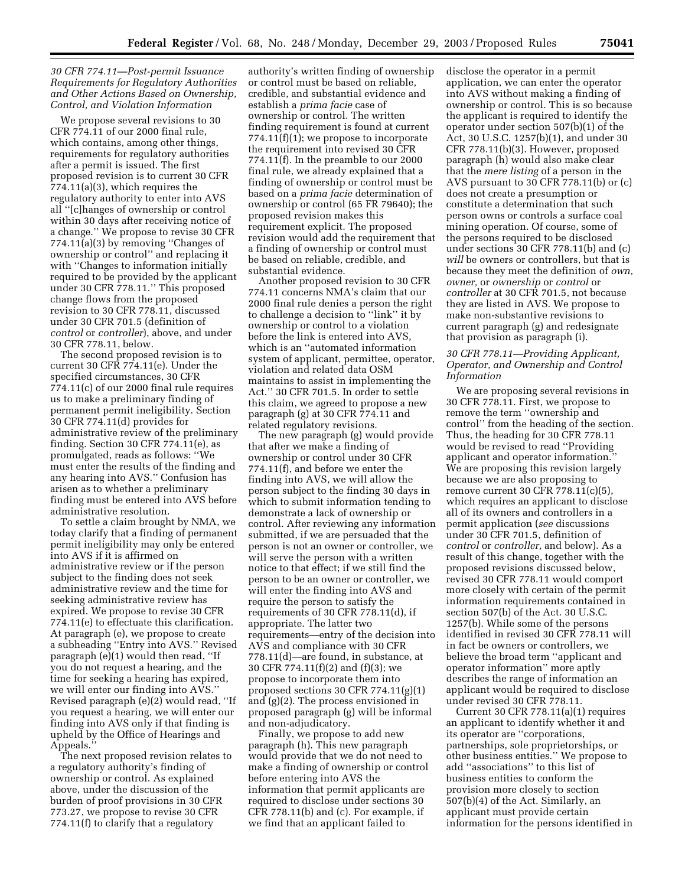### *30 CFR 774.11—Post-permit Issuance Requirements for Regulatory Authorities and Other Actions Based on Ownership, Control, and Violation Information*

We propose several revisions to 30 CFR 774.11 of our 2000 final rule, which contains, among other things, requirements for regulatory authorities after a permit is issued. The first proposed revision is to current 30 CFR 774.11(a)(3), which requires the regulatory authority to enter into AVS all "[c]hanges of ownership or control within 30 days after receiving notice of a change." We propose to revise 30 CFR 774.11(a)(3) by removing "Changes of ownership or control" and replacing it with "Changes to information initially required to be provided by the applicant under 30 CFR 778.11." This proposed change flows from the proposed revision to 30 CFR 778.11, discussed under 30 CFR 701.5 (definition of *control* or *controller*), above, and under 30 CFR 778.11, below.

The second proposed revision is to current 30 CFR 774.11(e). Under the specified circumstances, 30 CFR 774.11(c) of our 2000 final rule requires us to make a preliminary finding of permanent permit ineligibility. Section 30 CFR 774.11(d) provides for administrative review of the preliminary finding. Section 30 CFR 774.11(e), as promulgated, reads as follows: "We must enter the results of the finding and any hearing into AVS." Confusion has arisen as to whether a preliminary finding must be entered into AVS before administrative resolution.

To settle a claim brought by NMA, we today clarify that a finding of permanent permit ineligibility may only be entered into AVS if it is affirmed on administrative review or if the person subject to the finding does not seek administrative review and the time for seeking administrative review has expired. We propose to revise 30 CFR 774.11(e) to effectuate this clarification. At paragraph (e), we propose to create a subheading "Entry into AVS." Revised paragraph (e)(1) would then read, "If you do not request a hearing, and the time for seeking a hearing has expired, we will enter our finding into AVS." Revised paragraph (e)(2) would read, "If you request a hearing, we will enter our finding into AVS only if that finding is upheld by the Office of Hearings and Appeals."

The next proposed revision relates to a regulatory authority's finding of ownership or control. As explained above, under the discussion of the burden of proof provisions in 30 CFR 773.27, we propose to revise 30 CFR 774.11(f) to clarify that a regulatory authority's written finding of ownership or control must be based on reliable, credible, and substantial evidence and establish a *prima facie* case of ownership or control. The written finding requirement is found at current 774.11(f)(1); we propose to incorporate the requirement into revised 30 CFR 774.11(f). In the preamble to our 2000 final rule, we already explained that a finding of ownership or control must be based on a *prima facie* determination of ownership or control (65 FR 79640); the proposed revision makes this requirement explicit. The proposed revision would add the requirement that a finding of ownership or control must be based on reliable, credible, and substantial evidence.

Another proposed revision to 30 CFR 774.11 concerns NMA's claim that our 2000 final rule denies a person the right to challenge a decision to "link" it by ownership or control to a violation before the link is entered into AVS, which is an "automated information system of applicant, permittee, operator, violation and related data OSM maintains to assist in implementing the Act." 30 CFR 701.5. In order to settle this claim, we agreed to propose a new paragraph (g) at 30 CFR 774.11 and related regulatory revisions.

The new paragraph (g) would provide that after we make a finding of ownership or control under 30 CFR 774.11(f), and before we enter the finding into AVS, we will allow the person subject to the finding 30 days in which to submit information tending to demonstrate a lack of ownership or control. After reviewing any information submitted, if we are persuaded that the person is not an owner or controller, we will serve the person with a written notice to that effect; if we still find the person to be an owner or controller, we will enter the finding into AVS and require the person to satisfy the requirements of 30 CFR 778.11(d), if appropriate. The latter two requirements—entry of the decision into AVS and compliance with 30 CFR 778.11(d)—are found, in substance, at 30 CFR 774.11(f)(2) and (f)(3); we propose to incorporate them into proposed sections 30 CFR 774.11(g)(1) and (g)(2). The process envisioned in proposed paragraph (g) will be informal and non-adjudicatory.

Finally, we propose to add new paragraph (h). This new paragraph would provide that we do not need to make a finding of ownership or control before entering into AVS the information that permit applicants are required to disclose under sections 30 CFR 778.11(b) and (c). For example, if we find that an applicant failed to disclose the operator in a permit application, we can enter the operator into AVS without making a finding of ownership or control. This is so because the applicant is required to identify the operator under section 507(b)(1) of the Act, 30 U.S.C. 1257(b)(1), and under 30 CFR 778.11(b)(3). However, proposed paragraph (h) would also make clear that the *mere listing* of a person in the AVS pursuant to 30 CFR 778.11(b) or (c) does not create a presumption or constitute a determination that such person owns or controls a surface coal mining operation. Of course, some of the persons required to be disclosed under sections 30 CFR 778.11(b) and (c) *will* be owners or controllers, but that is because they meet the definition of *own, owner,* or *ownership* or *control* or *controller* at 30 CFR 701.5, not because they are listed in AVS. We propose to make non-substantive revisions to current paragraph (g) and redesignate that provision as paragraph (i).

### *30 CFR 778.11—Providing Applicant, Operator, and Ownership and Control Information*

We are proposing several revisions in 30 CFR 778.11. First, we propose to remove the term "ownership and control" from the heading of the section. Thus, the heading for 30 CFR 778.11 would be revised to read "Providing applicant and operator information." We are proposing this revision largely because we are also proposing to remove current 30 CFR 778.11(c)(5), which requires an applicant to disclose all of its owners and controllers in a permit application (*see* discussions under 30 CFR 701.5, definition of *control* or *controller,* and below). As a result of this change, together with the proposed revisions discussed below, revised 30 CFR 778.11 would comport more closely with certain of the permit information requirements contained in section 507(b) of the Act. 30 U.S.C. 1257(b). While some of the persons identified in revised 30 CFR 778.11 will in fact be owners or controllers, we believe the broad term "applicant and operator information" more aptly describes the range of information an applicant would be required to disclose under revised 30 CFR 778.11.

Current 30 CFR 778.11(a)(1) requires an applicant to identify whether it and its operator are "corporations, partnerships, sole proprietorships, or other business entities." We propose to add "associations" to this list of business entities to conform the provision more closely to section 507(b)(4) of the Act. Similarly, an applicant must provide certain information for the persons identified in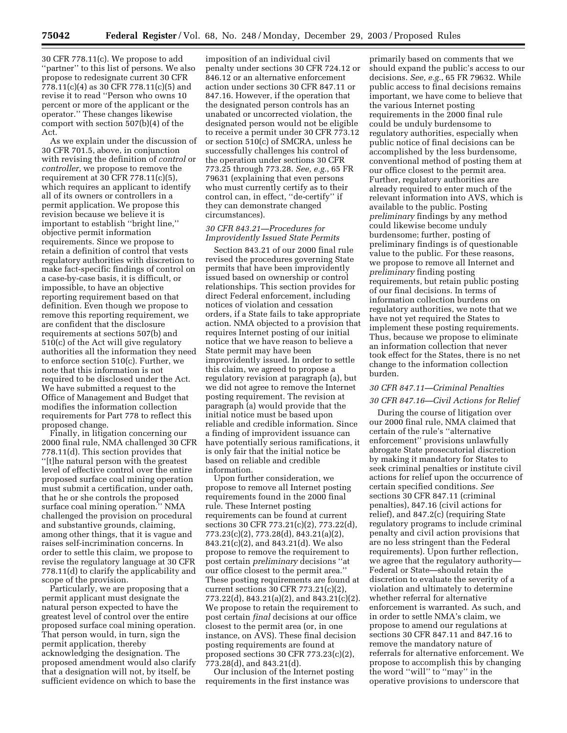30 CFR 778.11(c). We propose to add ''partner'' to this list of persons. We also propose to redesignate current 30 CFR 778.11(c)(4) as 30 CFR 778.11(c)(5) and revise it to read ''Person who owns 10 percent or more of the applicant or the operator.'' These changes likewise comport with section 507(b)(4) of the Act.

As we explain under the discussion of 30 CFR 701.5, above, in conjunction with revising the definition of *control* or *controller,* we propose to remove the requirement at 30 CFR 778.11(c)(5), which requires an applicant to identify all of its owners or controllers in a permit application. We propose this revision because we believe it is important to establish ''bright line,'' objective permit information requirements. Since we propose to retain a definition of control that vests regulatory authorities with discretion to make fact-specific findings of control on a case-by-case basis, it is difficult, or impossible, to have an objective reporting requirement based on that definition. Even though we propose to remove this reporting requirement, we are confident that the disclosure requirements at sections 507(b) and 510(c) of the Act will give regulatory authorities all the information they need to enforce section 510(c). Further, we note that this information is not required to be disclosed under the Act. We have submitted a request to the Office of Management and Budget that modifies the information collection requirements for Part 778 to reflect this proposed change.

Finally, in litigation concerning our 2000 final rule, NMA challenged 30 CFR 778.11(d). This section provides that ''[t]he natural person with the greatest level of effective control over the entire proposed surface coal mining operation must submit a certification, under oath, that he or she controls the proposed surface coal mining operation.'' NMA challenged the provision on procedural and substantive grounds, claiming, among other things, that it is vague and raises self-incrimination concerns. In order to settle this claim, we propose to revise the regulatory language at 30 CFR 778.11(d) to clarify the applicability and scope of the provision.

Particularly, we are proposing that a permit applicant must designate the natural person expected to have the greatest level of control over the entire proposed surface coal mining operation. That person would, in turn, sign the permit application, thereby acknowledging the designation. The proposed amendment would also clarify that a designation will not, by itself, be sufficient evidence on which to base the imposition of an individual civil penalty under sections 30 CFR 724.12 or 846.12 or an alternative enforcement action under sections 30 CFR 847.11 or 847.16. However, if the operation that the designated person controls has an unabated or uncorrected violation, the designated person would not be eligible to receive a permit under 30 CFR 773.12 or section 510(c) of SMCRA, unless he successfully challenges his control of the operation under sections 30 CFR 773.25 through 773.28. *See, e.g.*, 65 FR 79631 (explaining that even persons who must currently certify as to their control can, in effect, ''de-certify'' if they can demonstrate changed circumstances).

### *30 CFR 843.21—Procedures for Improvidently Issued State Permits*

Section 843.21 of our 2000 final rule revised the procedures governing State permits that have been improvidently issued based on ownership or control relationships. This section provides for direct Federal enforcement, including notices of violation and cessation orders, if a State fails to take appropriate action. NMA objected to a provision that requires Internet posting of our initial notice that we have reason to believe a State permit may have been improvidently issued. In order to settle this claim, we agreed to propose a regulatory revision at paragraph (a), but we did not agree to remove the Internet posting requirement. The revision at paragraph (a) would provide that the initial notice must be based upon reliable and credible information. Since a finding of improvident issuance can have potentially serious ramifications, it is only fair that the initial notice be based on reliable and credible information.

Upon further consideration, we propose to remove all Internet posting requirements found in the 2000 final rule. These Internet posting requirements can be found at current sections 30 CFR 773.21(c)(2), 773.22(d), 773.23(c)(2), 773.28(d), 843.21(a)(2), 843.21(c)(2), and 843.21(d). We also propose to remove the requirement to post certain *preliminary* decisions ''at our office closest to the permit area.'' These posting requirements are found at current sections 30 CFR 773.21(c)(2), 773.22(d), 843.21(a)(2), and 843.21(c)(2). We propose to retain the requirement to post certain *final* decisions at our office closest to the permit area (or, in one instance, on AVS). These final decision posting requirements are found at proposed sections 30 CFR 773.23(c)(2), 773.28(d), and 843.21(d).

Our inclusion of the Internet posting requirements in the first instance was primarily based on comments that we should expand the public's access to our decisions. *See, e.g.*, 65 FR 79632. While public access to final decisions remains important, we have come to believe that the various Internet posting requirements in the 2000 final rule could be unduly burdensome to regulatory authorities, especially when public notice of final decisions can be accomplished by the less burdensome, conventional method of posting them at our office closest to the permit area. Further, regulatory authorities are already required to enter much of the relevant information into AVS, which is available to the public. Posting *preliminary* findings by any method could likewise become unduly burdensome; further, posting of preliminary findings is of questionable value to the public. For these reasons, we propose to remove all Internet and *preliminary* finding posting requirements, but retain public posting of our final decisions. In terms of information collection burdens on regulatory authorities, we note that we have not yet required the States to implement these posting requirements. Thus, because we propose to eliminate an information collection that never took effect for the States, there is no net change to the information collection burden.

### *30 CFR 847.11—Criminal Penalties*

### *30 CFR 847.16—Civil Actions for Relief*

During the course of litigation over our 2000 final rule, NMA claimed that certain of the rule's ''alternative enforcement'' provisions unlawfully abrogate State prosecutorial discretion by making it mandatory for States to seek criminal penalties or institute civil actions for relief upon the occurrence of certain specified conditions. *See* sections 30 CFR 847.11 (criminal penalties), 847.16 (civil actions for relief), and 847.2(c) (requiring State regulatory programs to include criminal penalty and civil action provisions that are no less stringent than the Federal requirements). Upon further reflection, we agree that the regulatory authority—Federal or State—should retain the discretion to evaluate the severity of a violation and ultimately to determine whether referral for alternative enforcement is warranted. As such, and in order to settle NMA's claim, we propose to amend our regulations at sections 30 CFR 847.11 and 847.16 to remove the mandatory nature of referrals for alternative enforcement. We propose to accomplish this by changing the word ''will'' to ''may'' in the operative provisions to underscore that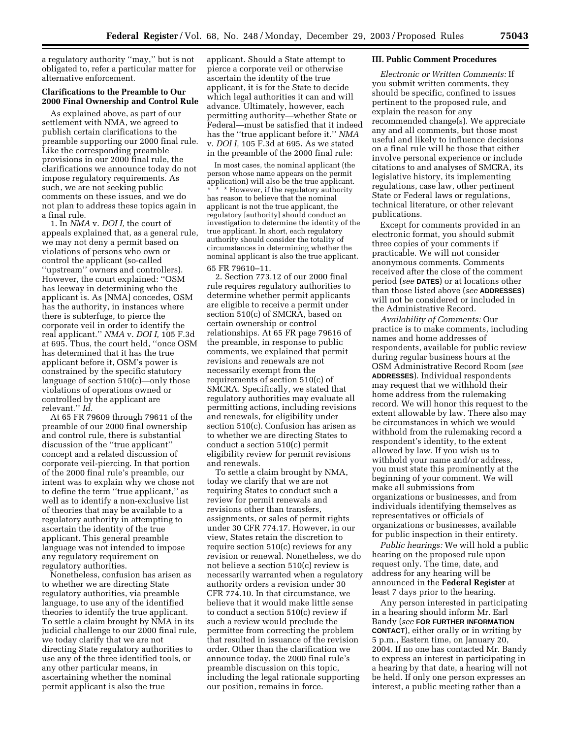a regulatory authority ''may,'' but is not obligated to, refer a particular matter for alternative enforcement.

**Clarifications to the Preamble to Our 2000 Final Ownership and Control Rule**

As explained above, as part of our settlement with NMA, we agreed to publish certain clarifications to the preamble supporting our 2000 final rule. Like the corresponding preamble provisions in our 2000 final rule, the clarifications we announce today do not impose regulatory requirements. As such, we are not seeking public comments on these issues, and we do not plan to address these topics again in a final rule.

1. In *NMA* v. *DOI I,* the court of appeals explained that, as a general rule, we may not deny a permit based on violations of persons who own or control the applicant (so-called ''upstream'' owners and controllers). However, the court explained: ''OSM has leeway in determining who the applicant is. As [NMA] concedes, OSM has the authority, in instances where there is subterfuge, to pierce the corporate veil in order to identify the real applicant.'' *NMA* v. *DOI I,* 105 F.3d at 695. Thus, the court held, ''once OSM has determined that it has the true applicant before it, OSM's power is constrained by the specific statutory language of section 510(c)—only those violations of operations owned or controlled by the applicant are relevant.'' *Id.*

At 65 FR 79609 through 79611 of the preamble of our 2000 final ownership and control rule, there is substantial discussion of the ''true applicant'' concept and a related discussion of corporate veil-piercing. In that portion of the 2000 final rule's preamble, our intent was to explain why we chose not to define the term ''true applicant,'' as well as to identify a non-exclusive list of theories that may be available to a regulatory authority in attempting to ascertain the identity of the true applicant. This general preamble language was not intended to impose any regulatory requirement on regulatory authorities.

Nonetheless, confusion has arisen as to whether we are directing State regulatory authorities, via preamble language, to use any of the identified theories to identify the true applicant. To settle a claim brought by NMA in its judicial challenge to our 2000 final rule, we today clarify that we are not directing State regulatory authorities to use any of the three identified tools, or any other particular means, in ascertaining whether the nominal permit applicant is also the true applicant. Should a State attempt to pierce a corporate veil or otherwise ascertain the identity of the true applicant, it is for the State to decide which legal authorities it can and will advance. Ultimately, however, each permitting authority—whether State or Federal—must be satisfied that it indeed has the ''true applicant before it.'' *NMA* v. *DOI I,* 105 F.3d at 695. As we stated in the preamble of the 2000 final rule:

> In most cases, the nominal applicant (the person whose name appears on the permit application) will also be the true applicant. * * * However, if the regulatory authority has reason to believe that the nominal applicant is not the true applicant, the regulatory [authority] should conduct an investigation to determine the identity of the true applicant. In short, each regulatory authority should consider the totality of circumstances in determining whether the nominal applicant is also the true applicant.

65 FR 79610–11.

2. Section 773.12 of our 2000 final rule requires regulatory authorities to determine whether permit applicants are eligible to receive a permit under section 510(c) of SMCRA, based on certain ownership or control relationships. At 65 FR page 79616 of the preamble, in response to public comments, we explained that permit revisions and renewals are not necessarily exempt from the requirements of section 510(c) of SMCRA. Specifically, we stated that regulatory authorities may evaluate all permitting actions, including revisions and renewals, for eligibility under section 510(c). Confusion has arisen as to whether we are directing States to conduct a section 510(c) permit eligibility review for permit revisions and renewals.

To settle a claim brought by NMA, today we clarify that we are not requiring States to conduct such a review for permit renewals and revisions other than transfers, assignments, or sales of permit rights under 30 CFR 774.17. However, in our view, States retain the discretion to require section 510(c) reviews for any revision or renewal. Nonetheless, we do not believe a section 510(c) review is necessarily warranted when a regulatory authority orders a revision under 30 CFR 774.10. In that circumstance, we believe that it would make little sense to conduct a section 510(c) review if such a review would preclude the permittee from correcting the problem that resulted in issuance of the revision order. Other than the clarification we announce today, the 2000 final rule's preamble discussion on this topic, including the legal rationale supporting our position, remains in force.

## III. Public Comment Procedures

*Electronic or Written Comments:* If you submit written comments, they should be specific, confined to issues pertinent to the proposed rule, and explain the reason for any recommended change(s). We appreciate any and all comments, but those most useful and likely to influence decisions on a final rule will be those that either involve personal experience or include citations to and analyses of SMCRA, its legislative history, its implementing regulations, case law, other pertinent State or Federal laws or regulations, technical literature, or other relevant publications.

Except for comments provided in an electronic format, you should submit three copies of your comments if practicable. We will not consider anonymous comments. Comments received after the close of the comment period (*see* **DATES**) or at locations other than those listed above (*see* **ADDRESSES**) will not be considered or included in the Administrative Record.

*Availability of Comments:* Our practice is to make comments, including names and home addresses of respondents, available for public review during regular business hours at the OSM Administrative Record Room (*see* **ADDRESSES**). Individual respondents may request that we withhold their home address from the rulemaking record. We will honor this request to the extent allowable by law. There also may be circumstances in which we would withhold from the rulemaking record a respondent's identity, to the extent allowed by law. If you wish us to withhold your name and/or address, you must state this prominently at the beginning of your comment. We will make all submissions from organizations or businesses, and from individuals identifying themselves as representatives or officials of organizations or businesses, available for public inspection in their entirety.

*Public hearings:* We will hold a public hearing on the proposed rule upon request only. The time, date, and address for any hearing will be announced in the **Federal Register** at least 7 days prior to the hearing.

Any person interested in participating in a hearing should inform Mr. Earl Bandy (*see* **FOR FURTHER INFORMATION CONTACT**), either orally or in writing by 5 p.m., Eastern time, on January 20, 2004. If no one has contacted Mr. Bandy to express an interest in participating in a hearing by that date, a hearing will not be held. If only one person expresses an interest, a public meeting rather than a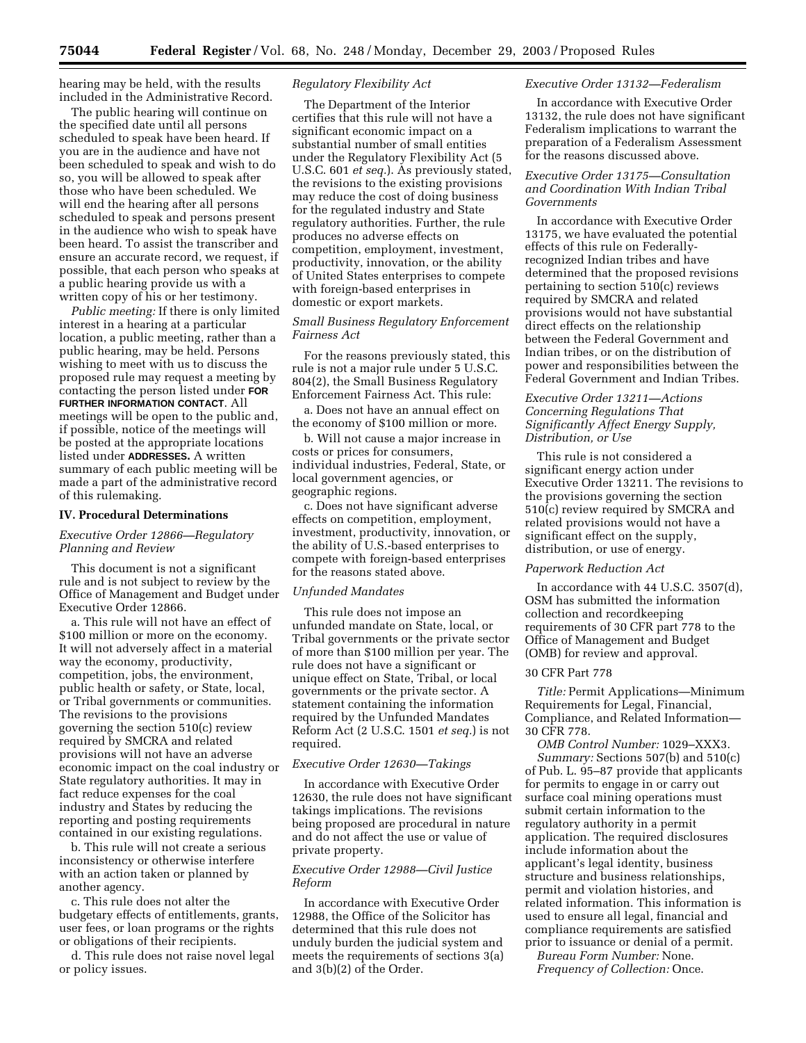hearing may be held, with the results included in the Administrative Record.

The public hearing will continue on the specified date until all persons scheduled to speak have been heard. If you are in the audience and have not been scheduled to speak and wish to do so, you will be allowed to speak after those who have been scheduled. We will end the hearing after all persons scheduled to speak and persons present in the audience who wish to speak have been heard. To assist the transcriber and ensure an accurate record, we request, if possible, that each person who speaks at a public hearing provide us with a written copy of his or her testimony.

*Public meeting:* If there is only limited interest in a hearing at a particular location, a public meeting, rather than a public hearing, may be held. Persons wishing to meet with us to discuss the proposed rule may request a meeting by contacting the person listed under **FOR FURTHER INFORMATION CONTACT**. All meetings will be open to the public and, if possible, notice of the meetings will be posted at the appropriate locations listed under **ADDRESSES.** A written summary of each public meeting will be made a part of the administrative record of this rulemaking.

## IV. Procedural Determinations

### *Executive Order 12866—Regulatory Planning and Review*

This document is not a significant rule and is not subject to review by the Office of Management and Budget under Executive Order 12866.

a. This rule will not have an effect of $100 million or more on the economy. It will not adversely affect in a material way the economy, productivity, competition, jobs, the environment, public health or safety, or State, local, or Tribal governments or communities. The revisions to the provisions governing the section 510(c) review required by SMCRA and related provisions will not have an adverse economic impact on the coal industry or State regulatory authorities. It may in fact reduce expenses for the coal industry and States by reducing the reporting and posting requirements contained in our existing regulations.

b. This rule will not create a serious inconsistency or otherwise interfere with an action taken or planned by another agency.

c. This rule does not alter the budgetary effects of entitlements, grants, user fees, or loan programs or the rights or obligations of their recipients.

d. This rule does not raise novel legal or policy issues.

### *Regulatory Flexibility Act*

The Department of the Interior certifies that this rule will not have a significant economic impact on a substantial number of small entities under the Regulatory Flexibility Act (5 U.S.C. 601 *et seq.*). As previously stated, the revisions to the existing provisions may reduce the cost of doing business for the regulated industry and State regulatory authorities. Further, the rule produces no adverse effects on competition, employment, investment, productivity, innovation, or the ability of United States enterprises to compete with foreign-based enterprises in domestic or export markets.

### *Small Business Regulatory Enforcement Fairness Act*

For the reasons previously stated, this rule is not a major rule under 5 U.S.C. 804(2), the Small Business Regulatory Enforcement Fairness Act. This rule:

a. Does not have an annual effect on the economy of $100 million or more.

b. Will not cause a major increase in costs or prices for consumers, individual industries, Federal, State, or local government agencies, or geographic regions.

c. Does not have significant adverse effects on competition, employment, investment, productivity, innovation, or the ability of U.S.-based enterprises to compete with foreign-based enterprises for the reasons stated above.

### *Unfunded Mandates*

This rule does not impose an unfunded mandate on State, local, or Tribal governments or the private sector of more than $100 million per year. The rule does not have a significant or unique effect on State, Tribal, or local governments or the private sector. A statement containing the information required by the Unfunded Mandates Reform Act (2 U.S.C. 1501 *et seq.*) is not required.

### *Executive Order 12630—Takings*

In accordance with Executive Order 12630, the rule does not have significant takings implications. The revisions being proposed are procedural in nature and do not affect the use or value of private property.

### *Executive Order 12988—Civil Justice Reform*

In accordance with Executive Order 12988, the Office of the Solicitor has determined that this rule does not unduly burden the judicial system and meets the requirements of sections 3(a) and 3(b)(2) of the Order.

### *Executive Order 13132—Federalism*

In accordance with Executive Order 13132, the rule does not have significant Federalism implications to warrant the preparation of a Federalism Assessment for the reasons discussed above.

### *Executive Order 13175—Consultation and Coordination With Indian Tribal Governments*

In accordance with Executive Order 13175, we have evaluated the potential effects of this rule on Federally-recognized Indian tribes and have determined that the proposed revisions pertaining to section 510(c) reviews required by SMCRA and related provisions would not have substantial direct effects on the relationship between the Federal Government and Indian tribes, or on the distribution of power and responsibilities between the Federal Government and Indian Tribes.

### *Executive Order 13211—Actions Concerning Regulations That Significantly Affect Energy Supply, Distribution, or Use*

This rule is not considered a significant energy action under Executive Order 13211. The revisions to the provisions governing the section 510(c) review required by SMCRA and related provisions would not have a significant effect on the supply, distribution, or use of energy.

### *Paperwork Reduction Act*

In accordance with 44 U.S.C. 3507(d), OSM has submitted the information collection and recordkeeping requirements of 30 CFR part 778 to the Office of Management and Budget (OMB) for review and approval.

#### 30 CFR Part 778

*Title:* Permit Applications—Minimum Requirements for Legal, Financial, Compliance, and Related Information—30 CFR 778.

*OMB Control Number:* 1029–XXX3.

*Summary:* Sections 507(b) and 510(c) of Pub. L. 95–87 provide that applicants for permits to engage in or carry out surface coal mining operations must submit certain information to the regulatory authority in a permit application. The required disclosures include information about the applicant's legal identity, business structure and business relationships, permit and violation histories, and related information. This information is used to ensure all legal, financial and compliance requirements are satisfied prior to issuance or denial of a permit.

*Bureau Form Number:* None.

*Frequency of Collection:* Once.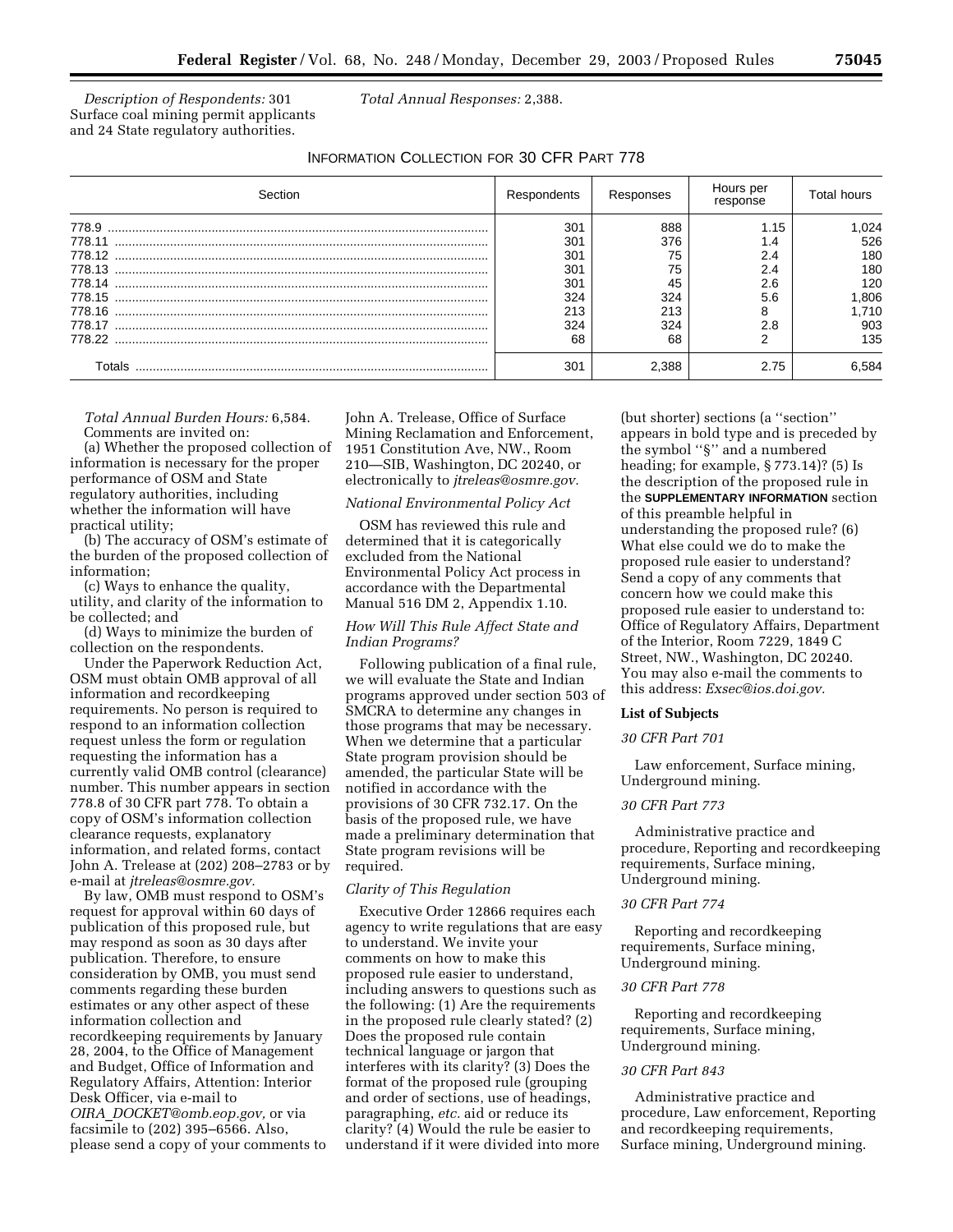*Description of Respondents:* 301 Surface coal mining permit applicants and 24 State regulatory authorities.

*Total Annual Responses:* 2,388.

INFORMATION COLLECTION FOR 30 CFR PART 778

| Section | Respondents | Responses | Hours per response | Total hours |
|---|---|---|---|---|
| 778.9 | 301 | 888 | 1.15 | 1,024 |
| 778.11 | 301 | 376 | 1.4 | 526 |
| 778.12 | 301 | 75 | 2.4 | 180 |
| 778.13 | 301 | 75 | 2.4 | 180 |
| 778.14 | 301 | 45 | 2.6 | 120 |
| 778.15 | 324 | 324 | 5.6 | 1,806 |
| 778.16 | 213 | 213 | 8 | 1,710 |
| 778.17 | 324 | 324 | 2.8 | 903 |
| 778.22 | 68 | 68 | 2 | 135 |
| Totals | 301 | 2,388 | 2.75 | 6,584 |

*Total Annual Burden Hours:* 6,584.

Comments are invited on:

(a) Whether the proposed collection of information is necessary for the proper performance of OSM and State regulatory authorities, including whether the information will have practical utility;

(b) The accuracy of OSM's estimate of the burden of the proposed collection of information;

(c) Ways to enhance the quality, utility, and clarity of the information to be collected; and

(d) Ways to minimize the burden of collection on the respondents.

Under the Paperwork Reduction Act, OSM must obtain OMB approval of all information and recordkeeping requirements. No person is required to respond to an information collection request unless the form or regulation requesting the information has a currently valid OMB control (clearance) number. This number appears in section 778.8 of 30 CFR part 778. To obtain a copy of OSM's information collection clearance requests, explanatory information, and related forms, contact John A. Trelease at (202) 208–2783 or by e-mail at *jtreleas@osmre.gov.*

By law, OMB must respond to OSM's request for approval within 60 days of publication of this proposed rule, but may respond as soon as 30 days after publication. Therefore, to ensure consideration by OMB, you must send comments regarding these burden estimates or any other aspect of these information collection and recordkeeping requirements by January 28, 2004, to the Office of Management and Budget, Office of Information and Regulatory Affairs, Attention: Interior Desk Officer, via e-mail to *OIRA_DOCKET@omb.eop.gov,* or via facsimile to (202) 395–6566. Also, please send a copy of your comments to John A. Trelease, Office of Surface Mining Reclamation and Enforcement, 1951 Constitution Ave, NW., Room 210—SIB, Washington, DC 20240, or electronically to *jtreleas@osmre.gov.*

### *National Environmental Policy Act*

OSM has reviewed this rule and determined that it is categorically excluded from the National Environmental Policy Act process in accordance with the Departmental Manual 516 DM 2, Appendix 1.10.

### *How Will This Rule Affect State and Indian Programs?*

Following publication of a final rule, we will evaluate the State and Indian programs approved under section 503 of SMCRA to determine any changes in those programs that may be necessary. When we determine that a particular State program provision should be amended, the particular State will be notified in accordance with the provisions of 30 CFR 732.17. On the basis of the proposed rule, we have made a preliminary determination that State program revisions will be required.

### *Clarity of This Regulation*

Executive Order 12866 requires each agency to write regulations that are easy to understand. We invite your comments on how to make this proposed rule easier to understand, including answers to questions such as the following: (1) Are the requirements in the proposed rule clearly stated? (2) Does the proposed rule contain technical language or jargon that interferes with its clarity? (3) Does the format of the proposed rule (grouping and order of sections, use of headings, paragraphing, *etc.* aid or reduce its clarity? (4) Would the rule be easier to understand if it were divided into more (but shorter) sections (a ''section'' appears in bold type and is preceded by the symbol ''§'' and a numbered heading; for example, § 773.14)? (5) Is the description of the proposed rule in the **SUPPLEMENTARY INFORMATION** section of this preamble helpful in understanding the proposed rule? (6) What else could we do to make the proposed rule easier to understand? Send a copy of any comments that concern how we could make this proposed rule easier to understand to: Office of Regulatory Affairs, Department of the Interior, Room 7229, 1849 C Street, NW., Washington, DC 20240. You may also e-mail the comments to this address: *Exsec@ios.doi.gov.*

## List of Subjects

### *30 CFR Part 701*

Law enforcement, Surface mining, Underground mining.

### *30 CFR Part 773*

Administrative practice and procedure, Reporting and recordkeeping requirements, Surface mining, Underground mining.

### *30 CFR Part 774*

Reporting and recordkeeping requirements, Surface mining, Underground mining.

### *30 CFR Part 778*

Reporting and recordkeeping requirements, Surface mining, Underground mining.

### *30 CFR Part 843*

Administrative practice and procedure, Law enforcement, Reporting and recordkeeping requirements, Surface mining, Underground mining.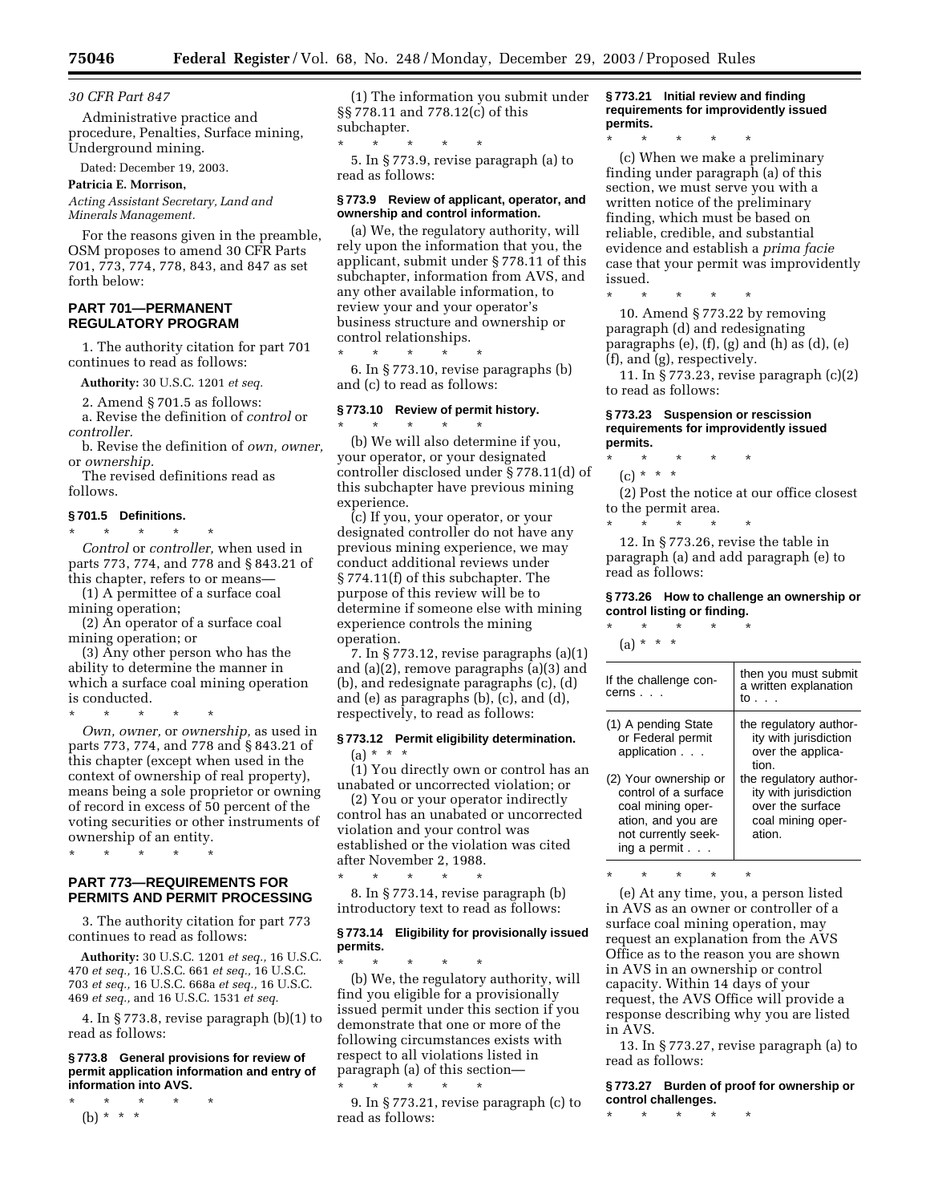*30 CFR Part 847*

Administrative practice and procedure, Penalties, Surface mining, Underground mining.

Dated: December 19, 2003.

**Patricia E. Morrison,**

*Acting Assistant Secretary, Land and Minerals Management.*

For the reasons given in the preamble, OSM proposes to amend 30 CFR Parts 701, 773, 774, 778, 843, and 847 as set forth below:

## PART 701—PERMANENT REGULATORY PROGRAM

1. The authority citation for part 701 continues to read as follows:

**Authority:** 30 U.S.C. 1201 *et seq.*

2. Amend § 701.5 as follows:

a. Revise the definition of *control* or *controller.*

b. Revise the definition of *own, owner,* or *ownership.*

The revised definitions read as follows.

### § 701.5 Definitions.

\* \* \* \* \*

*Control* or *controller,* when used in parts 773, 774, and 778 and § 843.21 of this chapter, refers to or means—

(1) A permittee of a surface coal mining operation;

(2) An operator of a surface coal mining operation; or

(3) Any other person who has the ability to determine the manner in which a surface coal mining operation is conducted.

\* \* \* \* \*

*Own, owner,* or *ownership,* as used in parts 773, 774, and 778 and § 843.21 of this chapter (except when used in the context of ownership of real property), means being a sole proprietor or owning of record in excess of 50 percent of the voting securities or other instruments of ownership of an entity.

\* \* \* \* \*

## PART 773—REQUIREMENTS FOR PERMITS AND PERMIT PROCESSING

3. The authority citation for part 773 continues to read as follows:

**Authority:** 30 U.S.C. 1201 *et seq.,* 16 U.S.C. 470 *et seq.,* 16 U.S.C. 661 *et seq.,* 16 U.S.C. 703 *et seq.,* 16 U.S.C. 668a *et seq.,* 16 U.S.C. 469 *et seq.,* and 16 U.S.C. 1531 *et seq.*

4. In § 773.8, revise paragraph (b)(1) to read as follows:

### § 773.8 General provisions for review of permit application information and entry of information into AVS.

\* \* \* \* \*

(b) \* \* \*

(1) The information you submit under §§ 778.11 and 778.12(c) of this subchapter.

\* \* \* \* \*

5. In § 773.9, revise paragraph (a) to read as follows:

### § 773.9 Review of applicant, operator, and ownership and control information.

(a) We, the regulatory authority, will rely upon the information that you, the applicant, submit under § 778.11 of this subchapter, information from AVS, and any other available information, to review your and your operator's business structure and ownership or control relationships.

\* \* \* \* \*

6. In § 773.10, revise paragraphs (b) and (c) to read as follows:

### § 773.10 Review of permit history.

\* \* \* \* \*

(b) We will also determine if you, your operator, or your designated controller disclosed under § 778.11(d) of this subchapter have previous mining experience.

(c) If you, your operator, or your designated controller do not have any previous mining experience, we may conduct additional reviews under § 774.11(f) of this subchapter. The purpose of this review will be to determine if someone else with mining experience controls the mining operation.

7. In § 773.12, revise paragraphs (a)(1) and (a)(2), remove paragraphs (a)(3) and (b), and redesignate paragraphs (c), (d) and (e) as paragraphs (b), (c), and (d), respectively, to read as follows:

### § 773.12 Permit eligibility determination.

(a) \* \* \*

(1) You directly own or control has an unabated or uncorrected violation; or

(2) You or your operator indirectly control has an unabated or uncorrected violation and your control was established or the violation was cited after November 2, 1988.

\* \* \* \* \*

8. In § 773.14, revise paragraph (b) introductory text to read as follows:

### § 773.14 Eligibility for provisionally issued permits.

\* \* \* \* \*

(b) We, the regulatory authority, will find you eligible for a provisionally issued permit under this section if you demonstrate that one or more of the following circumstances exists with respect to all violations listed in paragraph (a) of this section—

\* \* \* \* \*

9. In § 773.21, revise paragraph (c) to read as follows:

### § 773.21 Initial review and finding requirements for improvidently issued permits.

\* \* \* \* \*

(c) When we make a preliminary finding under paragraph (a) of this section, we must serve you with a written notice of the preliminary finding, which must be based on reliable, credible, and substantial evidence and establish a *prima facie* case that your permit was improvidently issued.

\* \* \* \* \*

10. Amend § 773.22 by removing paragraph (d) and redesignating paragraphs (e), (f), (g) and (h) as (d), (e) (f), and (g), respectively.

11. In § 773.23, revise paragraph (c)(2) to read as follows:

### § 773.23 Suspension or rescission requirements for improvidently issued permits.

\* \* \* \* \*

(c) \* \* \*

(2) Post the notice at our office closest to the permit area.

\* \* \* \* \*

12. In § 773.26, revise the table in paragraph (a) and add paragraph (e) to read as follows:

### § 773.26 How to challenge an ownership or control listing or finding.

\* \* \* \* \*

(a) \* \* \*

| If the challenge concerns . . . | then you must submit a written explanation to . . . |
|---|---|
| (1) A pending State or Federal permit application . . . | the regulatory authority with jurisdiction over the application. |
| (2) Your ownership or control of a surface coal mining operation, and you are not currently seeking a permit . . . | the regulatory authority with jurisdiction over the surface coal mining operation. |

\* \* \* \* \*

(e) At any time, you, a person listed in AVS as an owner or controller of a surface coal mining operation, may request an explanation from the AVS Office as to the reason you are shown in AVS in an ownership or control capacity. Within 14 days of your request, the AVS Office will provide a response describing why you are listed in AVS.

13. In § 773.27, revise paragraph (a) to read as follows:

### § 773.27 Burden of proof for ownership or control challenges.

\* \* \* \* \*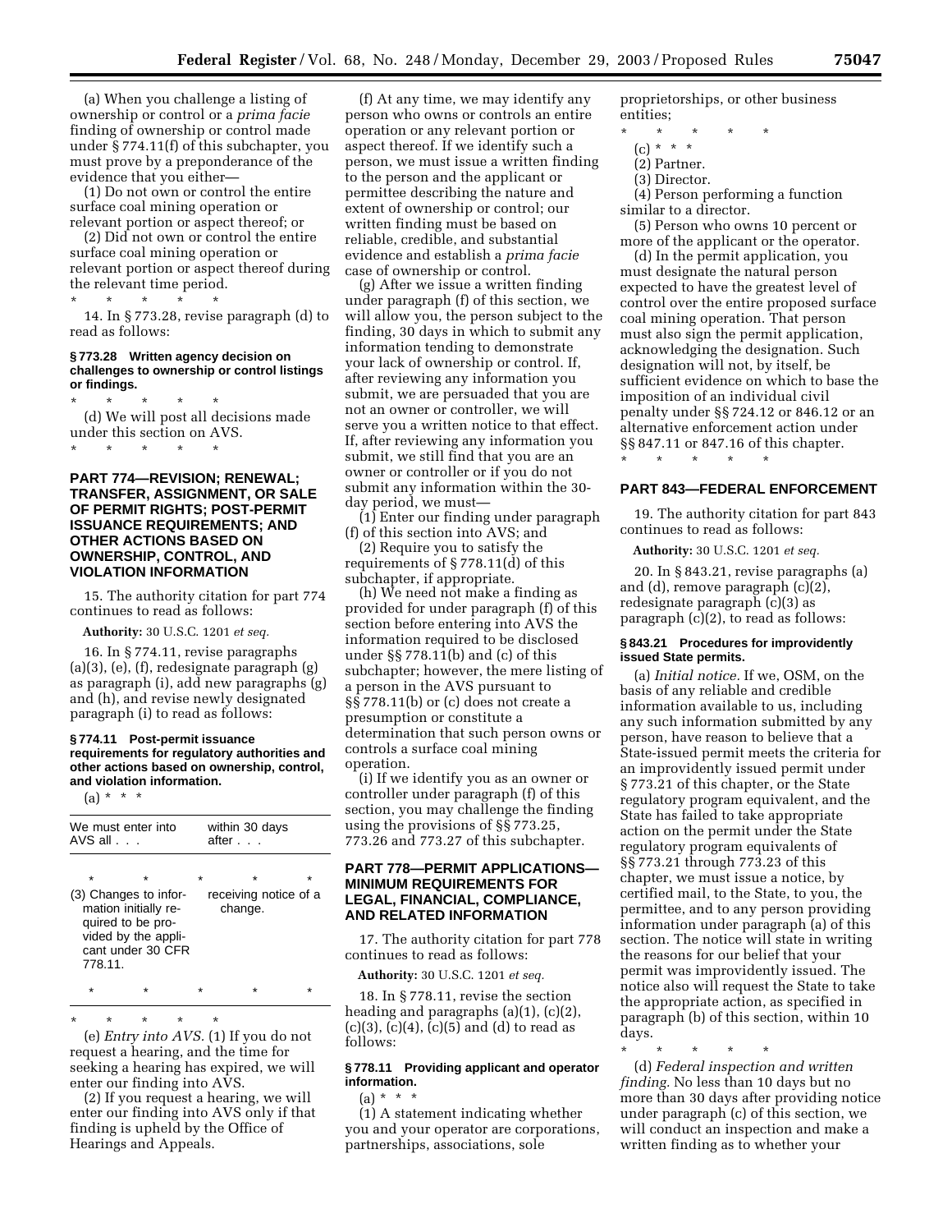(a) When you challenge a listing of ownership or control or a *prima facie* finding of ownership or control made under § 774.11(f) of this subchapter, you must prove by a preponderance of the evidence that you either—

(1) Do not own or control the entire surface coal mining operation or relevant portion or aspect thereof; or

(2) Did not own or control the entire surface coal mining operation or relevant portion or aspect thereof during the relevant time period.

\* \* \* \* \*

14. In § 773.28, revise paragraph (d) to read as follows:

#### § 773.28 Written agency decision on challenges to ownership or control listings or findings.

\* \* \* \* \*

(d) We will post all decisions made under this section on AVS.

\* \* \* \* \*

## PART 774—REVISION; RENEWAL; TRANSFER, ASSIGNMENT, OR SALE OF PERMIT RIGHTS; POST-PERMIT ISSUANCE REQUIREMENTS; AND OTHER ACTIONS BASED ON OWNERSHIP, CONTROL, AND VIOLATION INFORMATION

15. The authority citation for part 774 continues to read as follows:

**Authority:** 30 U.S.C. 1201 *et seq.*

16. In § 774.11, revise paragraphs (a)(3), (e), (f), redesignate paragraph (g) as paragraph (i), add new paragraphs (g) and (h), and revise newly designated paragraph (i) to read as follows:

#### § 774.11 Post-permit issuance requirements for regulatory authorities and other actions based on ownership, control, and violation information.

(a) \* \* \*

| We must enter into AVS all . . . | within 30 days after . . . |
|---|---|
| \* \* | \* \* \* |
| (3) Changes to information initially required to be provided by the applicant under 30 CFR 778.11. | receiving notice of a change. |
| \* \* | \* \* \* |

\* \* \* \* \*

(e) *Entry into AVS.* (1) If you do not request a hearing, and the time for seeking a hearing has expired, we will enter our finding into AVS.

(2) If you request a hearing, we will enter our finding into AVS only if that finding is upheld by the Office of Hearings and Appeals.

(f) At any time, we may identify any person who owns or controls an entire operation or any relevant portion or aspect thereof. If we identify such a person, we must issue a written finding to the person and the applicant or permittee describing the nature and extent of ownership or control; our written finding must be based on reliable, credible, and substantial evidence and establish a *prima facie* case of ownership or control.

(g) After we issue a written finding under paragraph (f) of this section, we will allow you, the person subject to the finding, 30 days in which to submit any information tending to demonstrate your lack of ownership or control. If, after reviewing any information you submit, we are persuaded that you are not an owner or controller, we will serve you a written notice to that effect. If, after reviewing any information you submit, we still find that you are an owner or controller or if you do not submit any information within the 30-day period, we must—

(1) Enter our finding under paragraph (f) of this section into AVS; and

(2) Require you to satisfy the requirements of § 778.11(d) of this subchapter, if appropriate.

(h) We need not make a finding as provided for under paragraph (f) of this section before entering into AVS the information required to be disclosed under §§ 778.11(b) and (c) of this subchapter; however, the mere listing of a person in the AVS pursuant to §§ 778.11(b) or (c) does not create a presumption or constitute a determination that such person owns or controls a surface coal mining operation.

(i) If we identify you as an owner or controller under paragraph (f) of this section, you may challenge the finding using the provisions of §§ 773.25, 773.26 and 773.27 of this subchapter.

## PART 778—PERMIT APPLICATIONS—MINIMUM REQUIREMENTS FOR LEGAL, FINANCIAL, COMPLIANCE, AND RELATED INFORMATION

17. The authority citation for part 778 continues to read as follows:

**Authority:** 30 U.S.C. 1201 *et seq.*

18. In § 778.11, revise the section heading and paragraphs (a)(1), (c)(2), (c)(3), (c)(4), (c)(5) and (d) to read as follows:

#### § 778.11 Providing applicant and operator information.

(a) \* \* \*

(1) A statement indicating whether you and your operator are corporations, partnerships, associations, sole proprietorships, or other business entities;

\* \* \* \* \*

(c) \* \* \*

(2) Partner.

(3) Director.

(4) Person performing a function similar to a director.

(5) Person who owns 10 percent or more of the applicant or the operator.

(d) In the permit application, you must designate the natural person expected to have the greatest level of control over the entire proposed surface coal mining operation. That person must also sign the permit application, acknowledging the designation. Such designation will not, by itself, be sufficient evidence on which to base the imposition of an individual civil penalty under §§ 724.12 or 846.12 or an alternative enforcement action under §§ 847.11 or 847.16 of this chapter.

\* \* \* \* \*

## PART 843—FEDERAL ENFORCEMENT

19. The authority citation for part 843 continues to read as follows:

**Authority:** 30 U.S.C. 1201 *et seq.*

20. In § 843.21, revise paragraphs (a) and (d), remove paragraph (c)(2), redesignate paragraph (c)(3) as paragraph (c)(2), to read as follows:

#### § 843.21 Procedures for improvidently issued State permits.

(a) *Initial notice.* If we, OSM, on the basis of any reliable and credible information available to us, including any such information submitted by any person, have reason to believe that a State-issued permit meets the criteria for an improvidently issued permit under § 773.21 of this chapter, or the State regulatory program equivalent, and the State has failed to take appropriate action on the permit under the State regulatory program equivalents of §§ 773.21 through 773.23 of this chapter, we must issue a notice, by certified mail, to the State, to you, the permittee, and to any person providing information under paragraph (a) of this section. The notice will state in writing the reasons for our belief that your permit was improvidently issued. The notice also will request the State to take the appropriate action, as specified in paragraph (b) of this section, within 10 days.

\* \* \* \* \*

(d) *Federal inspection and written finding.* No less than 10 days but no more than 30 days after providing notice under paragraph (c) of this section, we will conduct an inspection and make a written finding as to whether your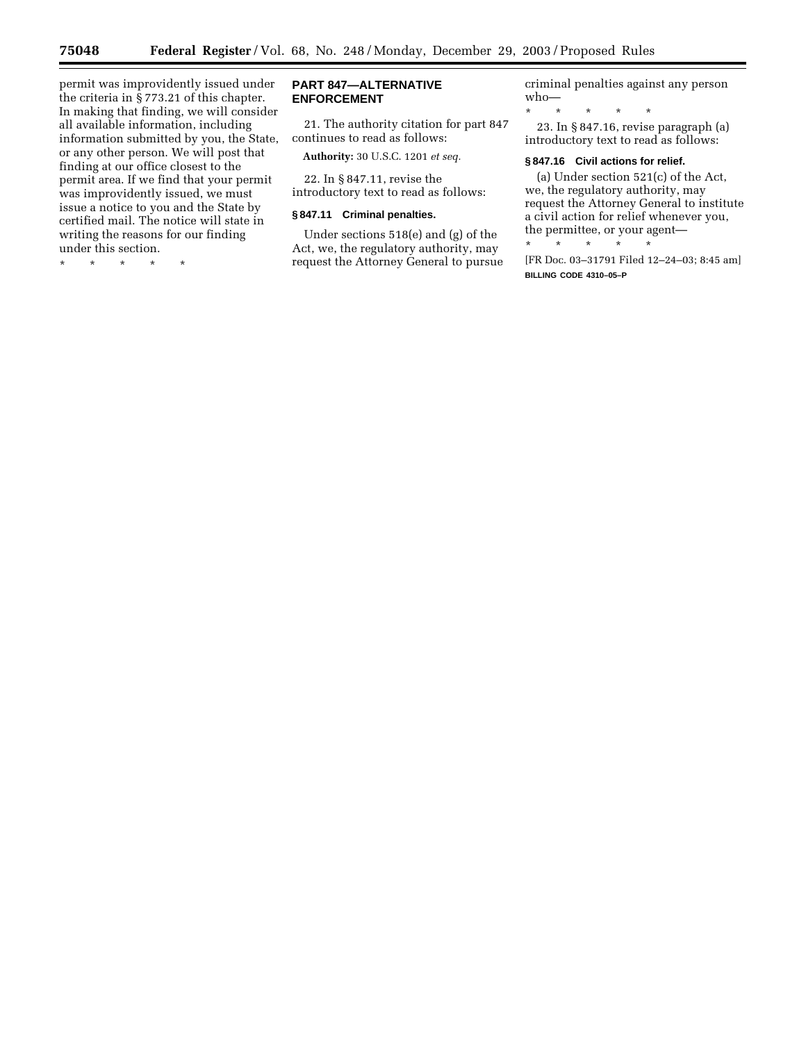permit was improvidently issued under the criteria in § 773.21 of this chapter. In making that finding, we will consider all available information, including information submitted by you, the State, or any other person. We will post that finding at our office closest to the permit area. If we find that your permit was improvidently issued, we must issue a notice to you and the State by certified mail. The notice will state in writing the reasons for our finding under this section.

\* \* \* \* \*

## PART 847—ALTERNATIVE ENFORCEMENT

21. The authority citation for part 847 continues to read as follows:

**Authority:** 30 U.S.C. 1201 *et seq.*

22. In § 847.11, revise the introductory text to read as follows:

### § 847.11 Criminal penalties.

Under sections 518(e) and (g) of the Act, we, the regulatory authority, may request the Attorney General to pursue criminal penalties against any person who—

\* \* \* \* \*

23. In § 847.16, revise paragraph (a) introductory text to read as follows:

### § 847.16 Civil actions for relief.

(a) Under section 521(c) of the Act, we, the regulatory authority, may request the Attorney General to institute a civil action for relief whenever you, the permittee, or your agent—

\* \* \* \* \*

[FR Doc. 03–31791 Filed 12–24–03; 8:45 am]

**BILLING CODE 4310–05–P**